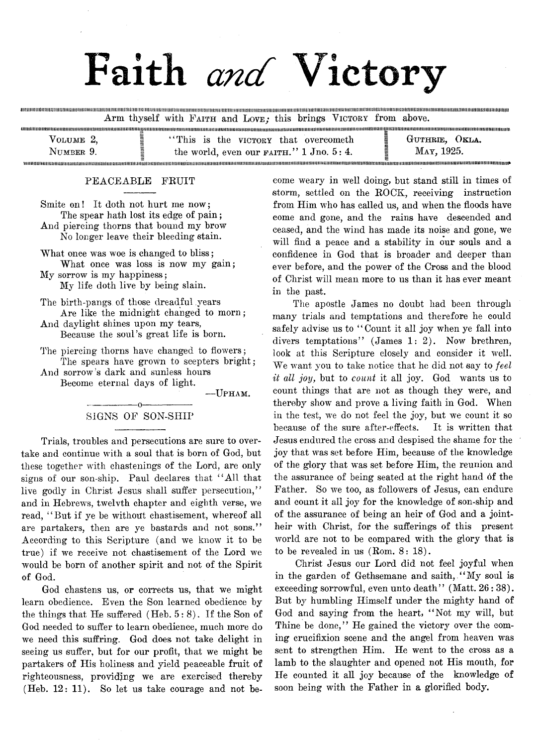# Faith *and* Victory

Arm thyself with FAITH and LOVE; this brings VICTORY from above.

VOLUME 2, NUMBER 9. | "This is the VICTORY that overcometh the world, even our FAITH." 1 Jno. 5: 4. | GUTHRIE, OKLA. MAY, 1925.

## PEACEABLE FRUIT

Smite on! It doth not hurt me now;
The spear hath lost its edge of pain;
And piercing thorns that bound my brow
No longer leave their bleeding stain.

What once was woe is changed to bliss;
What once was loss is now my gain;
My sorrow is my happiness;
My life doth live by being slain.

The birth-pangs of those dreadful years
Are like the midnight changed to morn;
And daylight shines upon my tears,
Because the soul's great life is born.

The piercing thorns have changed to flowers;
The spears have grown to scepters bright;
And sorrow's dark and sunless hours
Become eternal days of light.

—UPHAM.

## SIGNS OF SON-SHIP

Trials, troubles and persecutions are sure to overtake and continue with a soul that is born of God, but these together with chastenings of the Lord, are only signs of our son-ship. Paul declares that "All that live godly in Christ Jesus shall suffer persecution," and in Hebrews, twelvth chapter and eighth verse, we read, "But if ye be without chastisement, whereof all are partakers, then are ye bastards and not sons." According to this Scripture (and we know it to be true) if we receive not chastisement of the Lord we would be born of another spirit and not of the Spirit of God.

God chastens us, or corrects us, that we might learn obedience. Even the Son learned obedience by the things that He suffered (Heb. 5: 8). If the Son of God needed to suffer to learn obedience, much more do we need this suffring. God does not take delight in seeing us suffer, but for our profit, that we might be partakers of His holiness and yield peaceable fruit of righteousness, providing we are exercised thereby (Heb. 12: 11). So let us take courage and not become weary in well doing, but stand still in times of storm, settled on the ROCK, receiving instruction from Him who has called us, and when the floods have come and gone, and the rains have descended and ceased, and the wind has made its noise and gone, we will find a peace and a stability in our souls and a confidence in God that is broader and deeper than ever before, and the power of the Cross and the blood of Christ will mean more to us than it has ever meant in the past.

The apostle James no doubt had been through many trials and temptations and therefore he could safely advise us to "Count it all joy when ye fall into divers temptations" (James 1: 2). Now brethren, look at this Scripture closely and consider it well. We want you to take notice that he did not say to *feel it all joy*, but to *count* it all joy. God wants us to count things that are not as though they were, and thereby show and prove a living faith in God. When in the test, we do not feel the joy, but we count it so because of the sure after-effects. It is written that Jesus endured the cross and despised the shame for the joy that was set before Him, because of the knowledge of the glory that was set before Him, the reunion and the assurance of being seated at the right hand of the Father. So we too, as followers of Jesus, can endure and count it all joy for the knowledge of son-ship and of the assurance of being an heir of God and a joint-heir with Christ, for the sufferings of this present world are not to be compared with the glory that is to be revealed in us (Rom. 8: 18).

Christ Jesus our Lord did not feel joyful when in the garden of Gethsemane and saith, "My soul is exceeding sorrowful, even unto death" (Matt. 26: 38). But by humbling Himself under the mighty hand of God and saying from the heart, "Not my will, but Thine be done," He gained the victory over the coming crucifixion scene and the angel from heaven was sent to strengthen Him. He went to the cross as a lamb to the slaughter and opened not His mouth, for He counted it all joy because of the knowledge of soon being with the Father in a glorified body.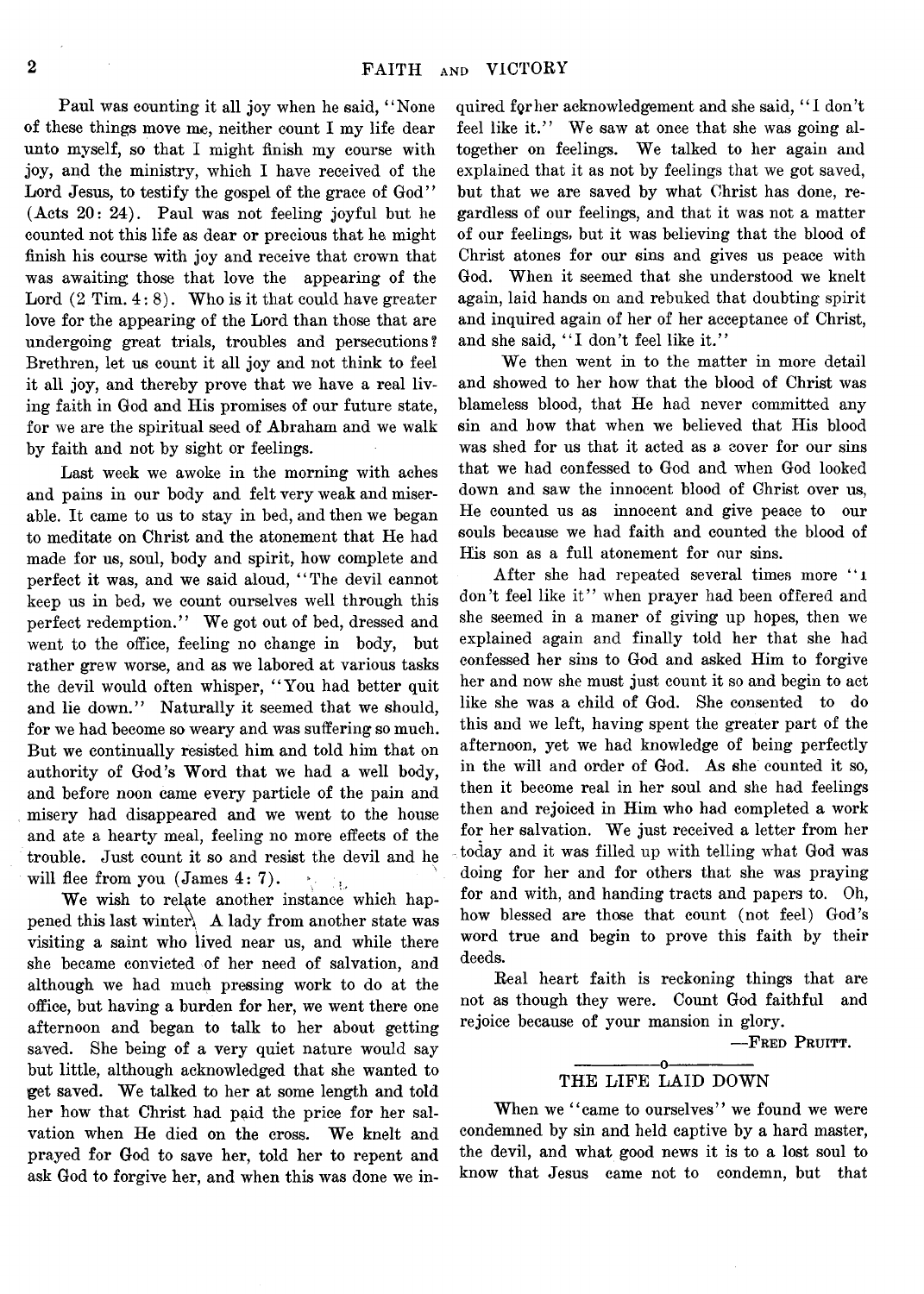Paul was counting it all joy when he said, "None of these things move me, neither count I my life dear unto myself, so that I might finish my course with joy, and the ministry, which I have received of the Lord Jesus, to testify the gospel of the grace of God" (Acts 20: 24). Paul was not feeling joyful but he counted not this life as dear or precious that he might finish his course with joy and receive that crown that was awaiting those that love the appearing of the Lord (2 Tim. 4: 8). Who is it that could have greater love for the appearing of the Lord than those that are undergoing great trials, troubles and persecutions? Brethren, let us count it all joy and not think to feel it all joy, and thereby prove that we have a real living faith in God and His promises of our future state, for we are the spiritual seed of Abraham and we walk by faith and not by sight or feelings.

Last week we awoke in the morning with aches and pains in our body and felt very weak and miserable. It came to us to stay in bed, and then we began to meditate on Christ and the atonement that He had made for us, soul, body and spirit, how complete and perfect it was, and we said aloud, "The devil cannot keep us in bed, we count ourselves well through this perfect redemption." We got out of bed, dressed and went to the office, feeling no change in body, but rather grew worse, and as we labored at various tasks the devil would often whisper, "You had better quit and lie down." Naturally it seemed that we should, for we had become so weary and was suffering so much. But we continually resisted him and told him that on authority of God's Word that we had a well body, and before noon came every particle of the pain and misery had disappeared and we went to the house and ate a hearty meal, feeling no more effects of the trouble. Just count it so and resist the devil and he will flee from you (James 4: 7).

We wish to relate another instance which happened this last winter. A lady from another state was visiting a saint who lived near us, and while there she became convicted of her need of salvation, and although we had much pressing work to do at the office, but having a burden for her, we went there one afternoon and began to talk to her about getting saved. She being of a very quiet nature would say but little, although acknowledged that she wanted to get saved. We talked to her at some length and told her how that Christ had paid the price for her salvation when He died on the cross. We knelt and prayed for God to save her, told her to repent and ask God to forgive her, and when this was done we inquired for her acknowledgement and she said, "I don't feel like it." We saw at once that she was going altogether on feelings. We talked to her again and explained that it as not by feelings that we got saved, but that we are saved by what Christ has done, regardless of our feelings, and that it was not a matter of our feelings, but it was believing that the blood of Christ atones for our sins and gives us peace with God. When it seemed that she understood we knelt again, laid hands on and rebuked that doubting spirit and inquired again of her of her acceptance of Christ, and she said, "I don't feel like it."

We then went in to the matter in more detail and showed to her how that the blood of Christ was blameless blood, that He had never committed any sin and how that when we believed that His blood was shed for us that it acted as a cover for our sins that we had confessed to God and when God looked down and saw the innocent blood of Christ over us, He counted us as innocent and give peace to our souls because we had faith and counted the blood of His son as a full atonement for our sins.

After she had repeated several times more "I don't feel like it" when prayer had been offered and she seemed in a maner of giving up hopes, then we explained again and finally told her that she had confessed her sins to God and asked Him to forgive her and now she must just count it so and begin to act like she was a child of God. She consented to do this and we left, having spent the greater part of the afternoon, yet we had knowledge of being perfectly in the will and order of God. As she counted it so, then it become real in her soul and she had feelings then and rejoiced in Him who had completed a work for her salvation. We just received a letter from her today and it was filled up with telling what God was doing for her and for others that she was praying for and with, and handing tracts and papers to. Oh, how blessed are those that count (not feel) God's word true and begin to prove this faith by their deeds.

Real heart faith is reckoning things that are not as though they were. Count God faithful and rejoice because of your mansion in glory.

—FRED PRUITT.

## THE LIFE LAID DOWN

When we "came to ourselves" we found we were condemned by sin and held captive by a hard master, the devil, and what good news it is to a lost soul to know that Jesus came not to condemn, but that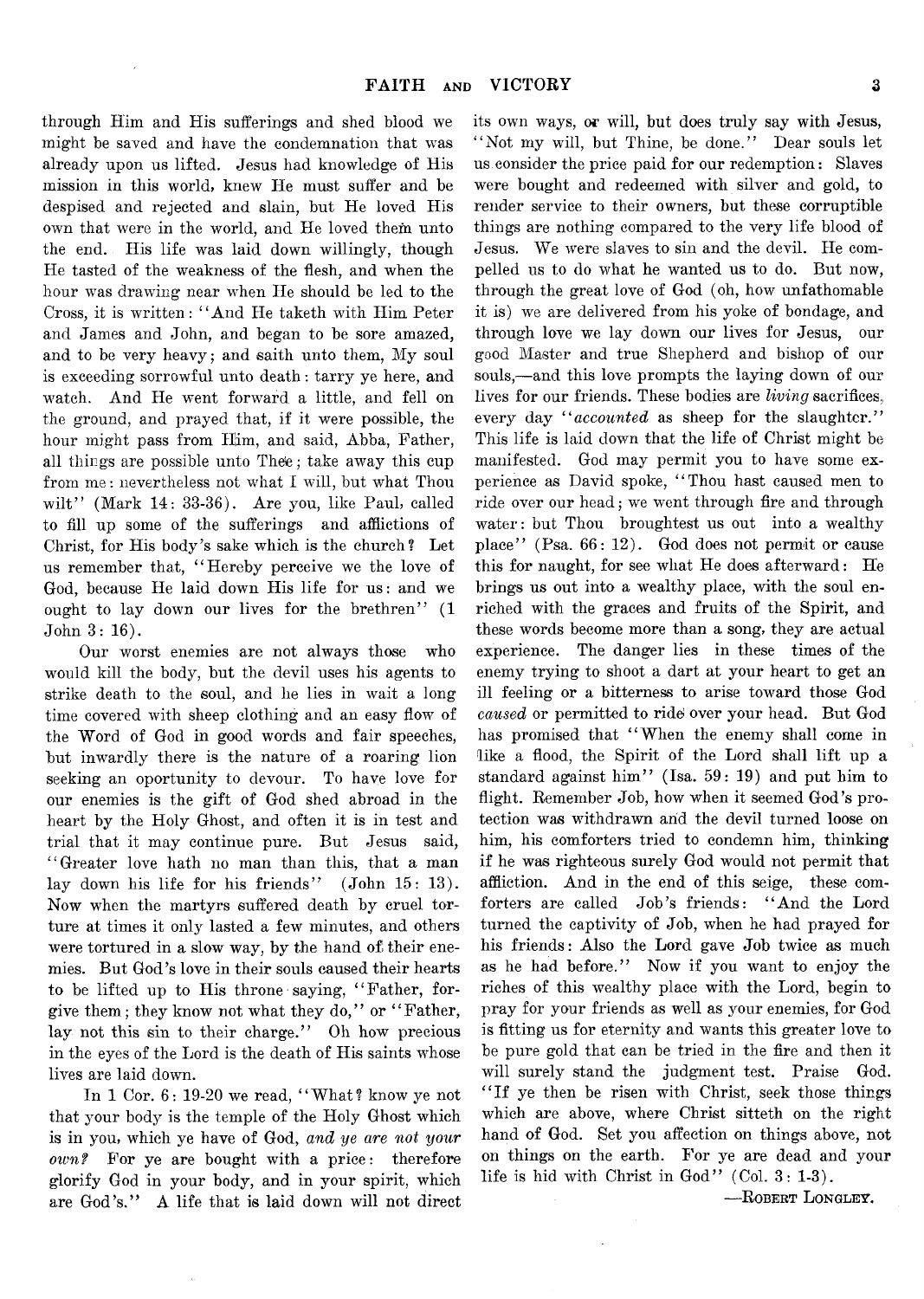through Him and His sufferings and shed blood we might be saved and have the condemnation that was already upon us lifted. Jesus had knowledge of His mission in this world, knew He must suffer and be despised and rejected and slain, but He loved His own that were in the world, and He loved them unto the end. His life was laid down willingly, though He tasted of the weakness of the flesh, and when the hour was drawing near when He should be led to the Cross, it is written: "And He taketh with Him Peter and James and John, and began to be sore amazed, and to be very heavy; and saith unto them, My soul is exceeding sorrowful unto death: tarry ye here, and watch. And He went forward a little, and fell on the ground, and prayed that, if it were possible, the hour might pass from Him, and said, Abba, Father, all things are possible unto Thee; take away this cup from me: nevertheless not what I will, but what Thou wilt" (Mark 14: 33-36). Are you, like Paul, called to fill up some of the sufferings and afflictions of Christ, for His body's sake which is the church? Let us remember that, "Hereby perceive we the love of God, because He laid down His life for us: and we ought to lay down our lives for the brethren" (1 John 3: 16).

Our worst enemies are not always those who would kill the body, but the devil uses his agents to strike death to the soul, and he lies in wait a long time covered with sheep clothing and an easy flow of the Word of God in good words and fair speeches, but inwardly there is the nature of a roaring lion seeking an oportunity to devour. To have love for our enemies is the gift of God shed abroad in the heart by the Holy Ghost, and often it is in test and trial that it may continue pure. But Jesus said, "Greater love hath no man than this, that a man lay down his life for his friends" (John 15: 13). Now when the martyrs suffered death by cruel torture at times it only lasted a few minutes, and others were tortured in a slow way, by the hand of their enemies. But God's love in their souls caused their hearts to be lifted up to His throne saying, "Father, forgive them; they know not what they do," or "Father, lay not this sin to their charge." Oh how precious in the eyes of the Lord is the death of His saints whose lives are laid down.

In 1 Cor. 6: 19-20 we read, "What? know ye not that your body is the temple of the Holy Ghost which is in you, which ye have of God, *and ye are not your own?* For ye are bought with a price: therefore glorify God in your body, and in your spirit, which are God's." A life that is laid down will not direct its own ways, or will, but does truly say with Jesus, "Not my will, but Thine, be done." Dear souls let us consider the price paid for our redemption: Slaves were bought and redeemed with silver and gold, to render service to their owners, but these corruptible things are nothing compared to the very life blood of Jesus. We were slaves to sin and the devil. He compelled us to do what he wanted us to do. But now, through the great love of God (oh, how unfathomable it is) we are delivered from his yoke of bondage, and through love we lay down our lives for Jesus, our good Master and true Shepherd and bishop of our souls,—and this love prompts the laying down of our lives for our friends. These bodies are *living* sacrifices, every day "*accounted* as sheep for the slaughter." This life is laid down that the life of Christ might be manifested. God may permit you to have some experience as David spoke, "Thou hast caused men to ride over our head; we went through fire and through water: but Thou broughtest us out into a wealthy place" (Psa. 66: 12). God does not permit or cause this for naught, for see what He does afterward: He brings us out into a wealthy place, with the soul enriched with the graces and fruits of the Spirit, and these words become more than a song, they are actual experience. The danger lies in these times of the enemy trying to shoot a dart at your heart to get an ill feeling or a bitterness to arise toward those God *caused* or permitted to ride over your head. But God has promised that "When the enemy shall come in like a flood, the Spirit of the Lord shall lift up a standard against him" (Isa. 59: 19) and put him to flight. Remember Job, how when it seemed God's protection was withdrawn and the devil turned loose on him, his comforters tried to condemn him, thinking if he was righteous surely God would not permit that affliction. And in the end of this seige, these comforters are called Job's friends: "And the Lord turned the captivity of Job, when he had prayed for his friends: Also the Lord gave Job twice as much as he had before." Now if you want to enjoy the riches of this wealthy place with the Lord, begin to pray for your friends as well as your enemies, for God is fitting us for eternity and wants this greater love to be pure gold that can be tried in the fire and then it will surely stand the judgment test. Praise God. "If ye then be risen with Christ, seek those things which are above, where Christ sitteth on the right hand of God. Set you affection on things above, not on things on the earth. For ye are dead and your life is hid with Christ in God" (Col. 3: 1-3).

—Robert Longley.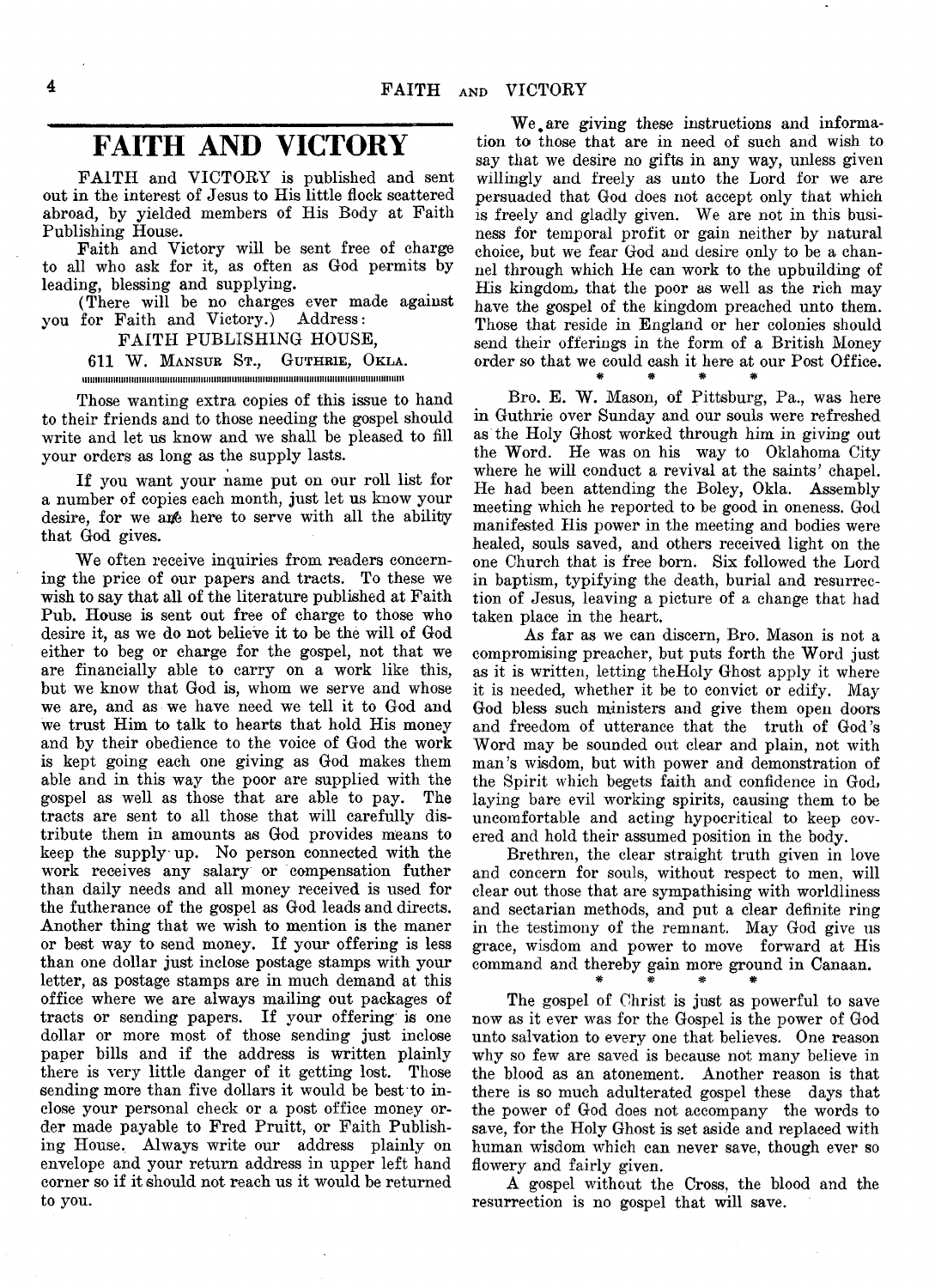# FAITH AND VICTORY

FAITH and VICTORY is published and sent out in the interest of Jesus to His little flock scattered abroad, by yielded members of His Body at Faith Publishing House.

Faith and Victory will be sent free of charge to all who ask for it, as often as God permits by leading, blessing and supplying.

(There will be no charges ever made against you for Faith and Victory.) Address:

FAITH PUBLISHING HOUSE,
611 W. MANSUR ST., GUTHRIE, OKLA.

Those wanting extra copies of this issue to hand to their friends and to those needing the gospel should write and let us know and we shall be pleased to fill your orders as long as the supply lasts.

If you want your name put on our roll list for a number of copies each month, just let us know your desire, for we are here to serve with all the ability that God gives.

We often receive inquiries from readers concerning the price of our papers and tracts. To these we wish to say that all of the literature published at Faith Pub. House is sent out free of charge to those who desire it, as we do not believe it to be the will of God either to beg or charge for the gospel, not that we are financially able to carry on a work like this, but we know that God is, whom we serve and whose we are, and as we have need we tell it to God and we trust Him to talk to hearts that hold His money and by their obedience to the voice of God the work is kept going each one giving as God makes them able and in this way the poor are supplied with the gospel as well as those that are able to pay. The tracts are sent to all those that will carefully distribute them in amounts as God provides means to keep the supply up. No person connected with the work receives any salary or compensation futher than daily needs and all money received is used for the futherance of the gospel as God leads and directs. Another thing that we wish to mention is the maner or best way to send money. If your offering is less than one dollar just inclose postage stamps with your letter, as postage stamps are in much demand at this office where we are always mailing out packages of tracts or sending papers. If your offering is one dollar or more most of those sending just inclose paper bills and if the address is written plainly there is very little danger of it getting lost. Those sending more than five dollars it would be best to inclose your personal check or a post office money order made payable to Fred Pruitt, or Faith Publishing House. Always write our address plainly on envelope and your return address in upper left hand corner so if it should not reach us it would be returned to you.

We are giving these instructions and information to those that are in need of such and wish to say that we desire no gifts in any way, unless given willingly and freely as unto the Lord for we are persuaded that God does not accept only that which is freely and gladly given. We are not in this business for temporal profit or gain neither by natural choice, but we fear God and desire only to be a channel through which He can work to the upbuilding of His kingdom, that the poor as well as the rich may have the gospel of the kingdom preached unto them. Those that reside in England or her colonies should send their offerings in the form of a British Money order so that we could cash it here at our Post Office.

\* \* \* \*

Bro. E. W. Mason, of Pittsburg, Pa., was here in Guthrie over Sunday and our souls were refreshed as the Holy Ghost worked through him in giving out the Word. He was on his way to Oklahoma City where he will conduct a revival at the saints' chapel. He had been attending the Boley, Okla. Assembly meeting which he reported to be good in oneness. God manifested His power in the meeting and bodies were healed, souls saved, and others received light on the one Church that is free born. Six followed the Lord in baptism, typifying the death, burial and resurrection of Jesus, leaving a picture of a change that had taken place in the heart.

As far as we can discern, Bro. Mason is not a compromising preacher, but puts forth the Word just as it is written, letting theHoly Ghost apply it where it is needed, whether it be to convict or edify. May God bless such ministers and give them open doors and freedom of utterance that the truth of God's Word may be sounded out clear and plain, not with man's wisdom, but with power and demonstration of the Spirit which begets faith and confidence in God, laying bare evil working spirits, causing them to be uncomfortable and acting hypocritical to keep covered and hold their assumed position in the body.

Brethren, the clear straight truth given in love and concern for souls, without respect to men, will clear out those that are sympathising with worldliness and sectarian methods, and put a clear definite ring in the testimony of the remnant. May God give us grace, wisdom and power to move forward at His command and thereby gain more ground in Canaan.

\* \* \* \*

The gospel of Christ is just as powerful to save now as it ever was for the Gospel is the power of God unto salvation to every one that believes. One reason why so few are saved is because not many believe in the blood as an atonement. Another reason is that there is so much adulterated gospel these days that the power of God does not accompany the words to save, for the Holy Ghost is set aside and replaced with human wisdom which can never save, though ever so flowery and fairly given.

A gospel without the Cross, the blood and the resurrection is no gospel that will save.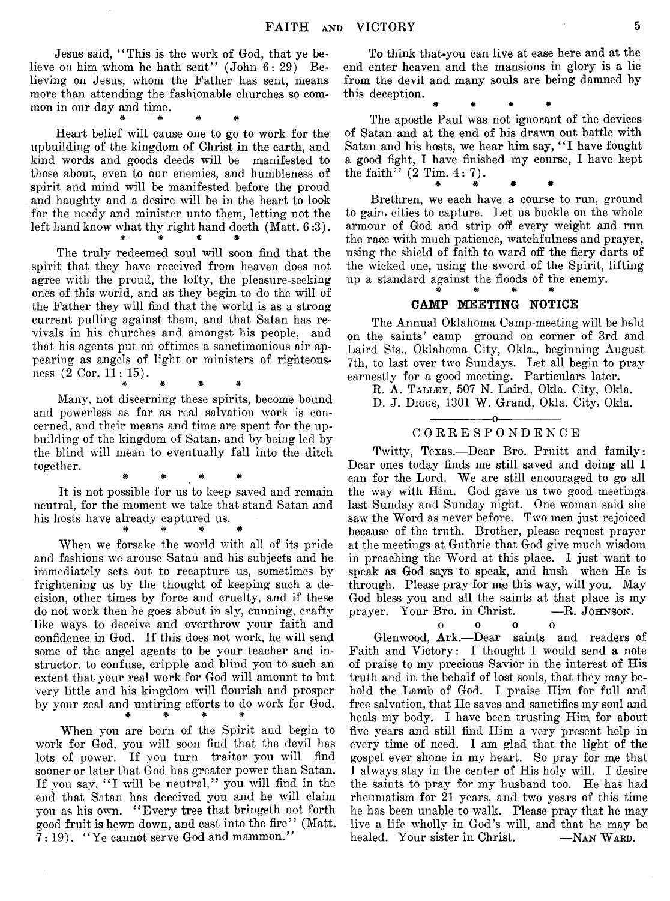Jesus said, "This is the work of God, that ye believe on him whom he hath sent" (John 6: 29) Believing on Jesus, whom the Father has sent, means more than attending the fashionable churches so common in our day and time.

\* \* \* \*

Heart belief will cause one to go to work for the upbuilding of the kingdom of Christ in the earth, and kind words and goods deeds will be manifested to those about, even to our enemies, and humbleness of spirit and mind will be manifested before the proud and haughty and a desire will be in the heart to look for the needy and minister unto them, letting not the left hand know what thy right hand doeth (Matt. 6:3).

\* \* \* \*

The truly redeemed soul will soon find that the spirit that they have received from heaven does not agree with the proud, the lofty, the pleasure-seeking ones of this world, and as they begin to do the will of the Father they will find that the world is as a strong current pulling against them, and that Satan has revivals in his churches and amongst his people, and that his agents put on oftimes a sanctimonious air appearing as angels of light or ministers of righteousness (2 Cor. 11: 15).

\* \* \* \*

Many, not discerning these spirits, become bound and powerless as far as real salvation work is concerned, and their means and time are spent for the upbuilding of the kingdom of Satan, and by being led by the blind will mean to eventually fall into the ditch together.

\* \* \* \*

It is not possible for us to keep saved and remain neutral, for the moment we take that stand Satan and his hosts have already captured us.

\* \* \* \*

When we forsake the world with all of its pride and fashions we arouse Satan and his subjects and he immediately sets out to recapture us, sometimes by frightening us by the thought of keeping such a decision, other times by force and cruelty, and if these do not work then he goes about in sly, cunning, crafty like ways to deceive and overthrow your faith and confidence in God. If this does not work, he will send some of the angel agents to be your teacher and instructor, to confuse, cripple and blind you to such an extent that your real work for God will amount to but very little and his kingdom will flourish and prosper by your zeal and untiring efforts to do work for God.

\* \* \* \*

When you are born of the Spirit and begin to work for God, you will soon find that the devil has lots of power. If you turn traitor you will find sooner or later that God has greater power than Satan. If you say, "I will be neutral," you will find in the end that Satan has deceived you and he will claim you as his own. "Every tree that bringeth not forth good fruit is hewn down, and cast into the fire" (Matt. 7: 19). "Ye cannot serve God and mammon."

To think that you can live at ease here and at the end enter heaven and the mansions in glory is a lie from the devil and many souls are being damned by this deception.

\* \* \* \*

The apostle Paul was not ignorant of the devices of Satan and at the end of his drawn out battle with Satan and his hosts, we hear him say, "I have fought a good fight, I have finished my course, I have kept the faith" (2 Tim. 4: 7).

\* \* \* \*

Brethren, we each have a course to run, ground to gain, cities to capture. Let us buckle on the whole armour of God and strip off every weight and run the race with much patience, watchfulness and prayer, using the shield of faith to ward off the fiery darts of the wicked one, using the sword of the Spirit, lifting up a standard against the floods of the enemy.

\* \* \* \*

## CAMP MEETING NOTICE

The Annual Oklahoma Camp-meeting will be held on the saints' camp ground on corner of 3rd and Laird Sts., Oklahoma City, Okla., beginning August 7th, to last over two Sundays. Let all begin to pray earnestly for a good meeting. Particulars later.

R. A. TALLEY, 507 N. Laird, Okla. City, Okla.
D. J. DIGGS, 1301 W. Grand, Okla. City, Okla.

## CORRESPONDENCE

Twitty, Texas.—Dear Bro. Pruitt and family: Dear ones today finds me still saved and doing all I can for the Lord. We are still encouraged to go all the way with Him. God gave us two good meetings last Sunday and Sunday night. One woman said she saw the Word as never before. Two men just rejoiced because of the truth. Brother, please request prayer at the meetings at Guthrie that God give much wisdom in preaching the Word at this place. I just want to speak as God says to speak, and hush when He is through. Please pray for me this way, will you. May God bless you and all the saints at that place is my prayer. Your Bro. in Christ. —R. JOHNSON.

o o o o

Glenwood, Ark.—Dear saints and readers of Faith and Victory: I thought I would send a note of praise to my precious Savior in the interest of His truth and in the behalf of lost souls, that they may behold the Lamb of God. I praise Him for full and free salvation, that He saves and sanctifies my soul and heals my body. I have been trusting Him for about five years and still find Him a very present help in every time of need. I am glad that the light of the gospel ever shone in my heart. So pray for me that I always stay in the center of His holy will. I desire the saints to pray for my husband too. He has had rheumatism for 21 years, and two years of this time he has been unable to walk. Please pray that he may live a life wholly in God's will, and that he may be healed. Your sister in Christ. —NAN WARD.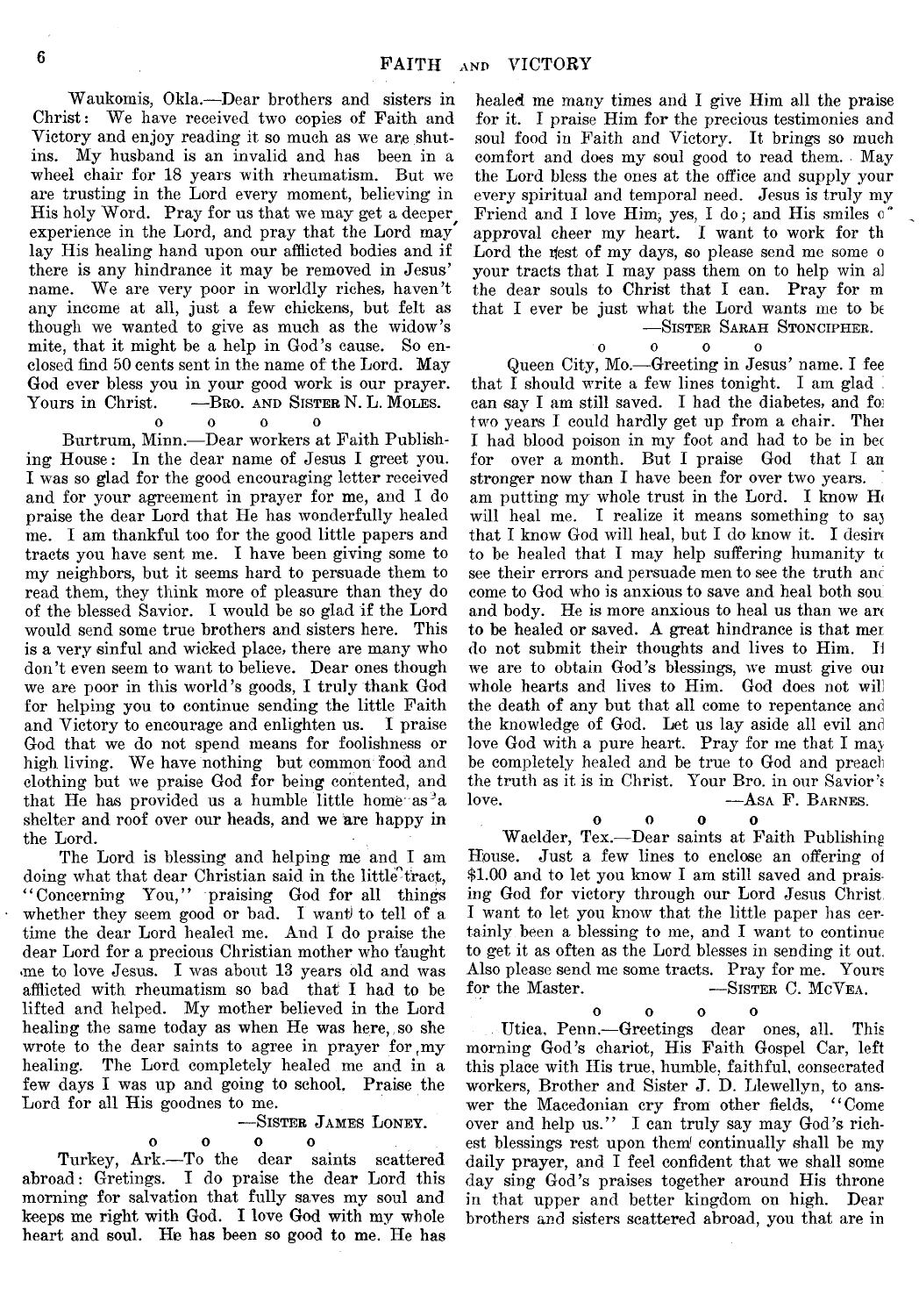Waukomis, Okla.—Dear brothers and sisters in Christ: We have received two copies of Faith and Victory and enjoy reading it so much as we are shut-ins. My husband is an invalid and has been in a wheel chair for 18 years with rheumatism. But we are trusting in the Lord every moment, believing in His holy Word. Pray for us that we may get a deeper experience in the Lord, and pray that the Lord may lay His healing hand upon our afflicted bodies and if there is any hindrance it may be removed in Jesus' name. We are very poor in worldly riches, haven't any income at all, just a few chickens, but felt as though we wanted to give as much as the widow's mite, that it might be a help in God's cause. So enclosed find 50 cents sent in the name of the Lord. May God ever bless you in your good work is our prayer. Yours in Christ. —BRO. AND SISTER N. L. MOLES.

o o o o

Burtrum, Minn.—Dear workers at Faith Publishing House: In the dear name of Jesus I greet you. I was so glad for the good encouraging letter received and for your agreement in prayer for me, and I do praise the dear Lord that He has wonderfully healed me. I am thankful too for the good little papers and tracts you have sent me. I have been giving some to my neighbors, but it seems hard to persuade them to read them, they think more of pleasure than they do of the blessed Savior. I would be so glad if the Lord would send some true brothers and sisters here. This is a very sinful and wicked place, there are many who don't even seem to want to believe. Dear ones though we are poor in this world's goods, I truly thank God for helping you to continue sending the little Faith and Victory to encourage and enlighten us. I praise God that we do not spend means for foolishness or high living. We have nothing but common food and clothing but we praise God for being contented, and that He has provided us a humble little home as a shelter and roof over our heads, and we are happy in the Lord.

The Lord is blessing and helping me and I am doing what that dear Christian said in the little tract, "Concerning You," praising God for all things whether they seem good or bad. I want to tell of a time the dear Lord healed me. And I do praise the dear Lord for a precious Christian mother who taught me to love Jesus. I was about 13 years old and was afflicted with rheumatism so bad that I had to be lifted and helped. My mother believed in the Lord healing the same today as when He was here, so she wrote to the dear saints to agree in prayer for my healing. The Lord completely healed me and in a few days I was up and going to school. Praise the Lord for all His goodnes to me.

—SISTER JAMES LONEY.

o o o o

Turkey, Ark.—To the dear saints scattered abroad: Gretings. I do praise the dear Lord this morning for salvation that fully saves my soul and keeps me right with God. I love God with my whole heart and soul. He has been so good to me. He has healed me many times and I give Him all the praise for it. I praise Him for the precious testimonies and soul food in Faith and Victory. It brings so much comfort and does my soul good to read them. May the Lord bless the ones at the office and supply your every spiritual and temporal need. Jesus is truly my Friend and I love Him, yes, I do; and His smiles of approval cheer my heart. I want to work for the Lord the rest of my days, so please send me some of your tracts that I may pass them on to help win all the dear souls to Christ that I can. Pray for me that I ever be just what the Lord wants me to be.

—SISTER SARAH STONCIPHER.

o o o o

Queen City, Mo.—Greeting in Jesus' name. I feel that I should write a few lines tonight. I am glad I can say I am still saved. I had the diabetes, and for two years I could hardly get up from a chair. Then I had blood poison in my foot and had to be in bed for over a month. But I praise God that I am stronger now than I have been for over two years. I am putting my whole trust in the Lord. I know He will heal me. I realize it means something to say that I know God will heal, but I do know it. I desire to be healed that I may help suffering humanity to see their errors and persuade men to see the truth and come to God who is anxious to save and heal both soul and body. He is more anxious to heal us than we are to be healed or saved. A great hindrance is that men do not submit their thoughts and lives to Him. If we are to obtain God's blessings, we must give our whole hearts and lives to Him. God does not will the death of any but that all come to repentance and the knowledge of God. Let us lay aside all evil and love God with a pure heart. Pray for me that I may be completely healed and be true to God and preach the truth as it is in Christ. Your Bro. in our Savior's love. —ASA F. BARNES.

o o o o

Waelder, Tex.—Dear saints at Faith Publishing House. Just a few lines to enclose an offering of $1.00 and to let you know I am still saved and praising God for victory through our Lord Jesus Christ. I want to let you know that the little paper has certainly been a blessing to me, and I want to continue to get it as often as the Lord blesses in sending it out. Also please send me some tracts. Pray for me. Yours for the Master. —SISTER C. MCVEA.

o o o o

Utica, Penn.—Greetings dear ones, all. This morning God's chariot, His Faith Gospel Car, left this place with His true, humble, faithful, consecrated workers, Brother and Sister J. D. Llewellyn, to answer the Macedonian cry from other fields, "Come over and help us." I can truly say may God's richest blessings rest upon them continually shall be my daily prayer, and I feel confident that we shall some day sing God's praises together around His throne in that upper and better kingdom on high. Dear brothers and sisters scattered abroad, you that are in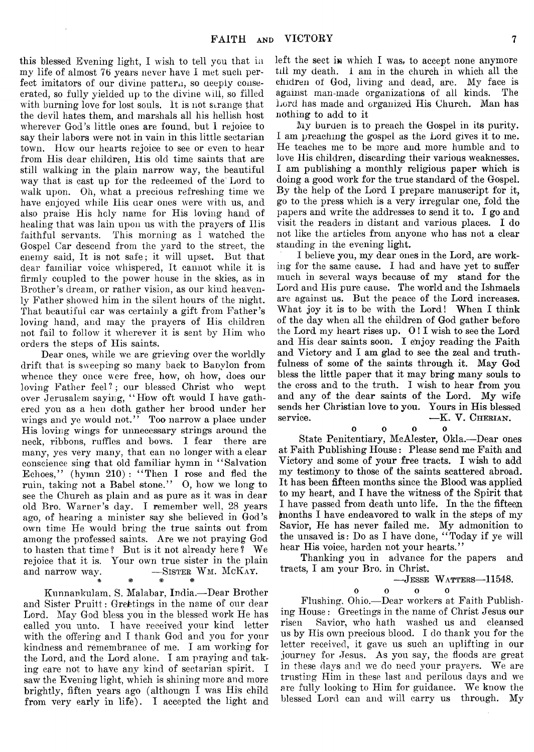this blessed Evening light, I wish to tell you that in my life of almost 76 years never have I met such perfect imitators of our divine pattern, so deeply consecrated, so fully yielded up to the divine will, so filled with burning love for lost souls. It is not strange that the devil hates them, and marshals all his hellish host wherever God's little ones are found, but I rejoice to say their labors were not in vain in this little sectarian town. How our hearts rejoice to see or even to hear from His dear children, His old time saints that are still walking in the plain narrow way, the beautiful way that is cast up for the redeemed of the Lord to walk upon. Oh, what a precious refreshing time we have enjoyed while His dear ones were with us, and also praise His holy name for His loving hand of healing that was lain upon us with the prayers of His faithful servants. This morning as I watched the Gospel Car descend from the yard to the street, the enemy said, It is not safe; it will upset. But that dear familiar voice whispered, It cannot while it is firmly coupled to the power house in the skies, as in Brother's dream, or rather vision, as our kind heavenly Father showed him in the silent hours of the night. That beautiful car was certainly a gift from Father's loving hand, and may the prayers of His children not fail to follow it wherever it is sent by Him who orders the steps of His saints.

Dear ones, while we are grieving over the worldly drift that is sweeping so many back to Babylon from whence they once were free, how, oh how, does our loving Father feel?; our blessed Christ who wept over Jerusalem saying, "How oft would I have gathered you as a hen doth gather her brood under her wings and ye would not." Too narrow a place under His loving wings for unnecessary strings around the neck, ribbons, ruffles and bows. I fear there are many, yes very many, that can no longer with a clear conscience sing that old familiar hymn in "Salvation Echoes," (hymn 210): "Then I rose and fled the ruin, taking not a Babel stone." O, how we long to see the Church as plain and as pure as it was in dear old Bro. Warner's day. I remember well, 28 years ago, of hearing a minister say she believed in God's own time He would bring the true saints out from among the professed saints. Are we not praying God to hasten that time? But is it not already here? We rejoice that it is. Your own true sister in the plain and narrow way. —SISTER WM. MCKAY.

\* \* \* \*

Kunnankulam, S. Malabar, India.—Dear Brother and Sister Pruitt: Greetings in the name of our dear Lord. May God bless you in the blessed work He has called you unto. I have received your kind letter with the offering and I thank God and you for your kindness and remembrance of me. I am working for the Lord, and the Lord alone. I am praying and taking care not to have any kind of sectarian spirit. I saw the Evening light, which is shining more and more brightly, fiften years ago (althougn I was His child from very early in life). I accepted the light and left the sect in which I was, to accept none anymore till my death. I am in the church in which all the children of God, living and dead, are. My face is against man-made organizations of all kinds. The Lord has made and organized His Church. Man has nothing to add to it

My burden is to preach the Gospel in its purity. I am preaching the gospel as the Lord gives it to me. He teaches me to be more and more humble and to love His children, discarding their various weaknesses. I am publishing a monthly religious paper which is doing a good work for the true standard of the Gospel. By the help of the Lord I prepare manuscript for it, go to the press which is a very irregular one, fold the papers and write the addresses to send it to. I go and visit the readers in distant and various places. I do not like the articles from anyone who has not a clear standing in the evening light.

I believe you, my dear ones in the Lord, are working for the same cause. I had and have yet to suffer much in several ways because of my stand for the Lord and His pure cause. The world and the Ishmaels are against us. But the peace of the Lord increases. What joy it is to be with the Lord! When I think of the day when all the children of God gather before the Lord my heart rises up. O! I wish to see the Lord and His dear saints soon. I enjoy reading the Faith and Victory and I am glad to see the zeal and truthfulness of some of the saints through it. May God bless the little paper that it may bring many souls to the cross and to the truth. I wish to hear from you and any of the dear saints of the Lord. My wife sends her Christian love to you. Yours in His blessed service. —K. V. CHERIAN.

o o o o

State Penitentiary, McAlester, Okla.—Dear ones at Faith Publishing House: Please send me Faith and Victory and some of your free tracts. I wish to add my testimony to those of the saints scattered abroad. It has been fifteen months since the Blood was applied to my heart, and I have the witness of the Spirit that I have passed from death unto life. In the the fifteen months I have endeavored to walk in the steps of my Savior, He has never failed me. My admonition to the unsaved is: Do as I have done, "Today if ye will hear His voice, harden not your hearts."

Thanking you in advance for the papers and tracts, I am your Bro. in Christ.

—JESSE WATTERS—11548.

o o o o

Flushing, Ohio.—Dear workers at Faith Publishing House: Greetings in the name of Christ Jesus our risen Savior, who hath washed us and cleansed us by His own precious blood. I do thank you for the letter received, it gave us such an uplifting in our journey for Jesus. As you say, the floods are great in these days and we do need your prayers. We are trusting Him in these last and perilous days and we are fully looking to Him for guidance. We know the blessed Lord can and will carry us through. My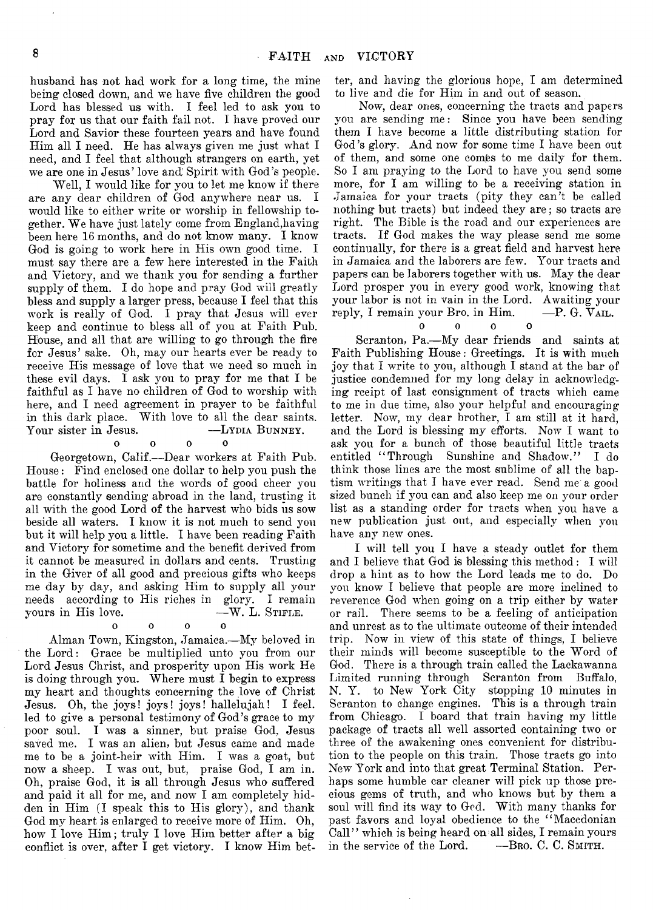husband has not had work for a long time, the mine being closed down, and we have five children the good Lord has blessed us with. I feel led to ask you to pray for us that our faith fail not. I have proved our Lord and Savior these fourteen years and have found Him all I need. He has always given me just what I need, and I feel that although strangers on earth, yet we are one in Jesus' love and Spirit with God's people.

Well, I would like for you to let me know if there are any dear children of God anywhere near us. I would like to either write or worship in fellowship together. We have just lately come from England, having been here 16 months, and do not know many. I know God is going to work here in His own good time. I must say there are a few here interested in the Faith and Victory, and we thank you for sending a further supply of them. I do hope and pray God will greatly bless and supply a larger press, because I feel that this work is really of God. I pray that Jesus will ever keep and continue to bless all of you at Faith Pub. House, and all that are willing to go through the fire for Jesus' sake. Oh, may our hearts ever be ready to receive His message of love that we need so much in these evil days. I ask you to pray for me that I be faithful as I have no children of God to worship with here, and I need agreement in prayer to be faithful in this dark place. With love to all the dear saints. Your sister in Jesus. —Lydia Bunney.

o o o o

Georgetown, Calif.—Dear workers at Faith Pub. House: Find enclosed one dollar to help you push the battle for holiness and the words of good cheer you are constantly sending abroad in the land, trusting it all with the good Lord of the harvest who bids us sow beside all waters. I know it is not much to send you but it will help you a little. I have been reading Faith and Victory for sometime and the benefit derived from it cannot be measured in dollars and cents. Trusting in the Giver of all good and precious gifts who keeps me day by day, and asking Him to supply all your needs according to His riches in glory. I remain yours in His love. —W. L. Stifle.

o o o o

Alman Town, Kingston, Jamaica.—My beloved in the Lord: Grace be multiplied unto you from our Lord Jesus Christ, and prosperity upon His work He is doing through you. Where must I begin to express my heart and thoughts concerning the love of Christ Jesus. Oh, the joys! joys! joys! hallelujah! I feel. led to give a personal testimony of God's grace to my poor soul. I was a sinner, but praise God, Jesus saved me. I was an alien, but Jesus came and made me to be a joint-heir with Him. I was a goat, but now a sheep. I was out, but, praise God, I am in. Oh, praise God, it is all through Jesus who suffered and paid it all for me, and now I am completely hidden in Him (I speak this to His glory), and thank God my heart is enlarged to receive more of Him. Oh, how I love Him; truly I love Him better after a big conflict is over, after I get victory. I know Him better, and having the glorious hope, I am determined to live and die for Him in and out of season.

Now, dear ones, concerning the tracts and papers you are sending me: Since you have been sending them I have become a little distributing station for God's glory. And now for some time I have been out of them, and some one comes to me daily for them. So I am praying to the Lord to have you send some more, for I am willing to be a receiving station in Jamaica for your tracts (pity they can't be called nothing but tracts) but indeed they are; so tracts are right. The Bible is the road and our experiences are tracts. If God makes the way please send me some continually, for there is a great field and harvest here in Jamaica and the laborers are few. Your tracts and papers can be laborers together with us. May the dear Lord prosper you in every good work, knowing that your labor is not in vain in the Lord. Awaiting your reply, I remain your Bro. in Him. —P. G. Vail.

o o o o

Scranton, Pa.—My dear friends and saints at Faith Publishing House: Greetings. It is with much joy that I write to you, although I stand at the bar of justice condemned for my long delay in acknowledging rceipt of last consignment of tracts which came to me in due time, also your helpful and encouraging letter. Now, my dear brother, I am still at it hard, and the Lord is blessing my efforts. Now I want to ask you for a bunch of those beautiful little tracts entitled "Through Sunshine and Shadow." I do think those lines are the most sublime of all the baptism writings that I have ever read. Send me a good sized bunch if you can and also keep me on your order list as a standing order for tracts when you have a new publication just out, and especially when you have any new ones.

I will tell you I have a steady outlet for them and I believe that God is blessing this method: I will drop a hint as to how the Lord leads me to do. Do you know I believe that people are more inclined to reverence God when going on a trip either by water or rail. There seems to be a feeling of anticipation and unrest as to the ultimate outcome of their intended trip. Now in view of this state of things, I believe their minds will become susceptible to the Word of God. There is a through train called the Lackawanna Limited running through Scranton from Buffalo, N. Y. to New York City stopping 10 minutes in Scranton to change engines. This is a through train from Chicago. I board that train having my little package of tracts all well assorted containing two or three of the awakening ones convenient for distribution to the people on this train. Those tracts go into New York and into that great Terminal Station. Perhaps some humble car cleaner will pick up those precious gems of truth, and who knows but by them a soul will find its way to God. With many thanks for past favors and loyal obedience to the "Macedonian Call" which is being heard on all sides, I remain yours in the service of the Lord. —Bro. C. C. Smith.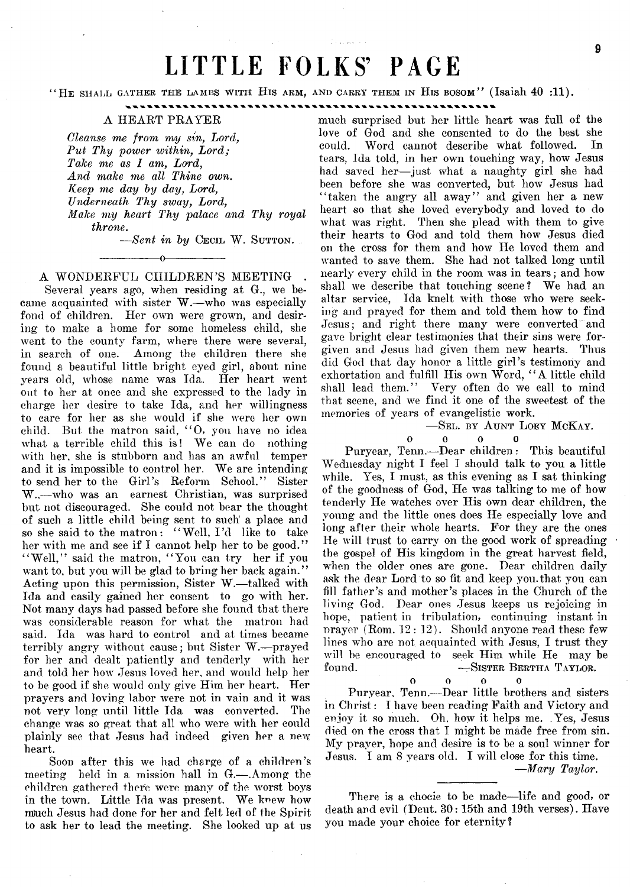# LITTLE FOLKS' PAGE

"HE SHALL GATHER THE LAMBS WITH HIS ARM, AND CARRY THEM IN HIS BOSOM" (Isaiah 40 :11).

## A HEART PRAYER

*Cleanse me from my sin, Lord,*
*Put Thy power within, Lord;*
*Take me as I am, Lord,*
*And make me all Thine own.*
*Keep me day by day, Lord,*
*Underneath Thy sway, Lord,*
*Make my heart Thy palace and Thy royal throne.*

—*Sent in by* CECIL W. SUTTON.

## A WONDERFUL CHILDREN'S MEETING

Several years ago, when residing at G., we became acquainted with sister W.—who was especially fond of children. Her own were grown, and desiring to make a home for some homeless child, she went to the county farm, where there were several, in search of one. Among the children there she found a beautiful little bright eyed girl, about nine years old, whose name was Ida. Her heart went out to her at once and she expressed to the lady in charge her desire to take Ida, and her willingness to care for her as she would if she were her own child. But the matron said, "O, you have no idea what a terrible child this is! We can do nothing with her, she is stubborn and has an awful temper and it is impossible to control her. We are intending to send her to the Girl's Reform School." Sister W.—who was an earnest Christian, was surprised but not discouraged. She could not bear the thought of such a little child being sent to such a place and so she said to the matron: "Well, I'd like to take her with me and see if I cannot help her to be good." "Well," said the matron, "You can try her if you want to, but you will be glad to bring her back again." Acting upon this permission, Sister W.—talked with Ida and easily gained her consent to go with her. Not many days had passed before she found that there was considerable reason for what the matron had said. Ida was hard to control and at times became terribly angry without cause; but Sister W.—prayed for her and dealt patiently and tenderly with her and told her how Jesus loved her, and would help her to be good if she would only give Him her heart. Her prayers and loving labor were not in vain and it was not very long until little Ida was converted. The change was so great that all who were with her could plainly see that Jesus had indeed given her a new heart.

Soon after this we had charge of a children's meeting held in a mission hall in G.—.Among the children gathered there were many of the worst boys in the town. Little Ida was present. We knew how much Jesus had done for her and felt led of the Spirit to ask her to lead the meeting. She looked up at us much surprised but her little heart was full of the love of God and she consented to do the best she could. Word cannot describe what followed. In tears, Ida told, in her own touching way, how Jesus had saved her—just what a naughty girl she had been before she was converted, but how Jesus had "taken the angry all away" and given her a new heart so that she loved everybody and loved to do what was right. Then she plead with them to give their hearts to God and told them how Jesus died on the cross for them and how He loved them and wanted to save them. She had not talked long until nearly every child in the room was in tears; and how shall we describe that touching scene? We had an altar service, Ida knelt with those who were seeking and prayed for them and told them how to find Jesus; and right there many were converted and gave bright clear testimonies that their sins were forgiven and Jesus had given them new hearts. Thus did God that day honor a little girl's testimony and exhortation and fulfill His own Word, "A little child shall lead them." Very often do we call to mind that scene, and we find it one of the sweetest of the memories of years of evangelistic work.

—SEL. BY AUNT LOEY MCKAY.

o o o o

Puryear, Tenn.—Dear children: This beautiful Wednesday night I feel I should talk to you a little while. Yes, I must, as this evening as I sat thinking of the goodness of God, He was talking to me of how tenderly He watches over His own dear children, the young and the little ones does He especially love and long after their whole hearts. For they are the ones He will trust to carry on the good work of spreading the gospel of His kingdom in the great harvest field, when the older ones are gone. Dear children daily ask the dear Lord to so fit and keep you that you can fill father's and mother's places in the Church of the living God. Dear ones Jesus keeps us rejoicing in hope, patient in tribulation, continuing instant in prayer (Rom. 12: 12). Should anyone read these few lines who are not acquainted with Jesus, I trust they will be encouraged to seek Him while He may be found.

—SISTER BERTHA TAYLOR.

o o o o

Puryear, Tenn.—Dear little brothers and sisters in Christ: I have been reading Faith and Victory and enjoy it so much. Oh, how it helps me. Yes, Jesus died on the cross that I might be made free from sin. My prayer, hope and desire is to be a soul winner for Jesus. I am 8 years old. I will close for this time.

—*Mary Taylor.*

---

There is a chocie to be made—life and good, or death and evil (Deut. 30: 15th and 19th verses). Have you made your choice for eternity?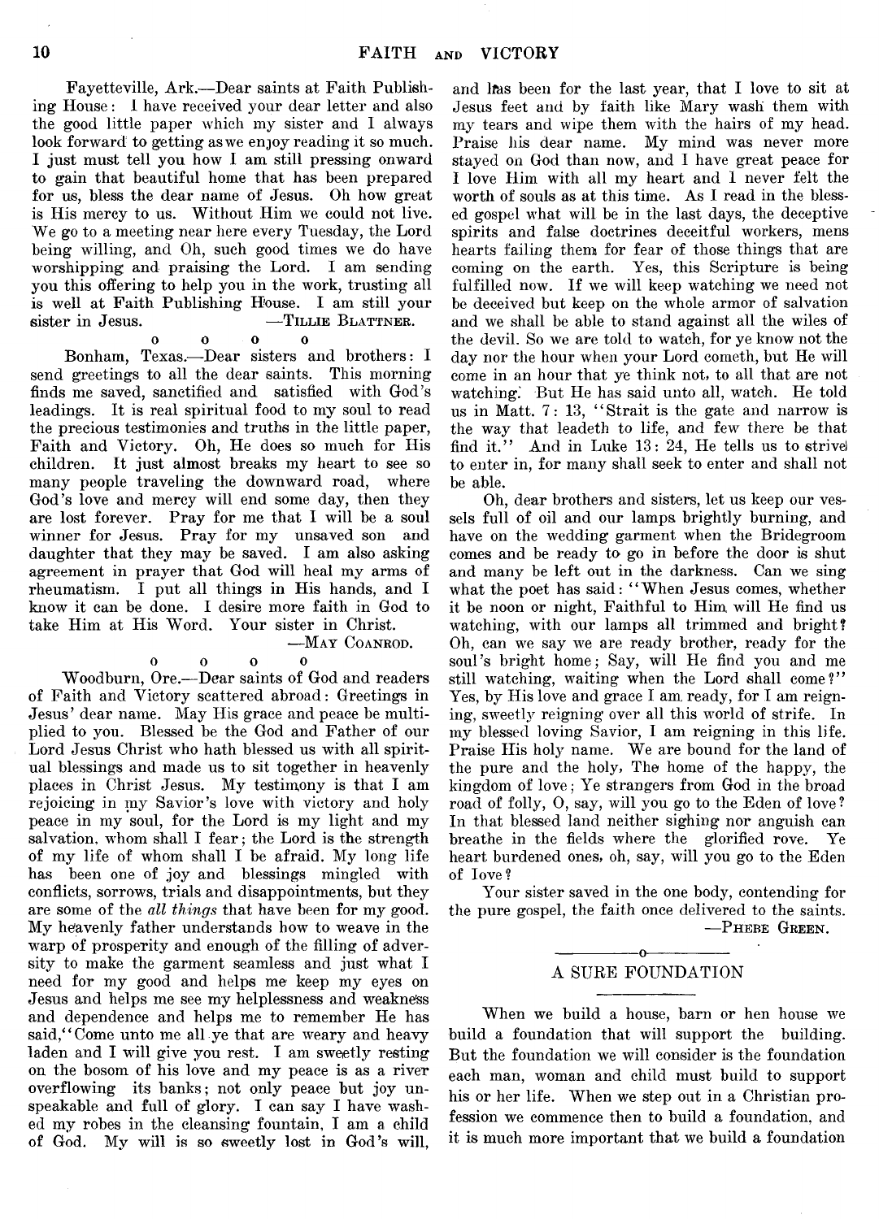Fayetteville, Ark.—Dear saints at Faith Publishing House: I have received your dear letter and also the good little paper which my sister and I always look forward to getting as we enjoy reading it so much. I just must tell you how I am still pressing onward to gain that beautiful home that has been prepared for us, bless the dear name of Jesus. Oh how great is His mercy to us. Without Him we could not live. We go to a meeting near here every Tuesday, the Lord being willing, and Oh, such good times we do have worshipping and praising the Lord. I am sending you this offering to help you in the work, trusting all is well at Faith Publishing House. I am still your sister in Jesus. —TILLIE BLATTNER.

o o o o

Bonham, Texas.—Dear sisters and brothers: I send greetings to all the dear saints. This morning finds me saved, sanctified and satisfied with God's leadings. It is real spiritual food to my soul to read the precious testimonies and truths in the little paper, Faith and Victory. Oh, He does so much for His children. It just almost breaks my heart to see so many people traveling the downward road, where God's love and mercy will end some day, then they are lost forever. Pray for me that I will be a soul winner for Jesus. Pray for my unsaved son and daughter that they may be saved. I am also asking agreement in prayer that God will heal my arms of rheumatism. I put all things in His hands, and I know it can be done. I desire more faith in God to take Him at His Word. Your sister in Christ.

—MAY COANROD.

o o o o

Woodburn, Ore.—Dear saints of God and readers of Faith and Victory scattered abroad: Greetings in Jesus' dear name. May His grace and peace be multiplied to you. Blessed be the God and Father of our Lord Jesus Christ who hath blessed us with all spiritual blessings and made us to sit together in heavenly places in Christ Jesus. My testimony is that I am rejoicing in my Savior's love with victory and holy peace in my soul, for the Lord is my light and my salvation, whom shall I fear; the Lord is the strength of my life of whom shall I be afraid. My long life has been one of joy and blessings mingled with conflicts, sorrows, trials and disappointments, but they are some of the *all things* that have been for my good. My heavenly father understands how to weave in the warp of prosperity and enough of the filling of adversity to make the garment seamless and just what I need for my good and helps me keep my eyes on Jesus and helps me see my helplessness and weakness and dependence and helps me to remember He has said, "Come unto me all ye that are weary and heavy laden and I will give you rest. I am sweetly resting on the bosom of his love and my peace is as a river overflowing its banks; not only peace but joy unspeakable and full of glory. I can say I have washed my robes in the cleansing fountain, I am a child of God. My will is so sweetly lost in God's will, and has been for the last year, that I love to sit at Jesus feet and by faith like Mary wash them with my tears and wipe them with the hairs of my head. Praise his dear name. My mind was never more stayed on God than now, and I have great peace for I love Him with all my heart and I never felt the worth of souls as at this time. As I read in the blessed gospel what will be in the last days, the deceptive spirits and false doctrines deceitful workers, mens hearts failing them for fear of those things that are coming on the earth. Yes, this Scripture is being fulfilled now. If we will keep watching we need not be deceived but keep on the whole armor of salvation and we shall be able to stand against all the wiles of the devil. So we are told to watch, for ye know not the day nor the hour when your Lord cometh, but He will come in an hour that ye think not, to all that are not watching. But He has said unto all, watch. He told us in Matt. 7: 13, "Strait is the gate and narrow is the way that leadeth to life, and few there be that find it." And in Luke 13: 24, He tells us to strive to enter in, for many shall seek to enter and shall not be able.

Oh, dear brothers and sisters, let us keep our vessels full of oil and our lamps brightly burning, and have on the wedding garment when the Bridegroom comes and be ready to go in before the door is shut and many be left out in the darkness. Can we sing what the poet has said: "When Jesus comes, whether it be noon or night, Faithful to Him will He find us watching, with our lamps all trimmed and bright? Oh, can we say we are ready brother, ready for the soul's bright home; Say, will He find you and me still watching, waiting when the Lord shall come?" Yes, by His love and grace I am ready, for I am reigning, sweetly reigning over all this world of strife. In my blessed loving Savior, I am reigning in this life. Praise His holy name. We are bound for the land of the pure and the holy, The home of the happy, the kingdom of love; Ye strangers from God in the broad road of folly, O, say, will you go to the Eden of love? In that blessed land neither sighing nor anguish can breathe in the fields where the glorified rove. Ye heart burdened ones, oh, say, will you go to the Eden of love?

Your sister saved in the one body, contending for the pure gospel, the faith once delivered to the saints.

—PHEBE GREEN.

---

## A SURE FOUNDATION

When we build a house, barn or hen house we build a foundation that will support the building. But the foundation we will consider is the foundation each man, woman and child must build to support his or her life. When we step out in a Christian profession we commence then to build a foundation, and it is much more important that we build a foundation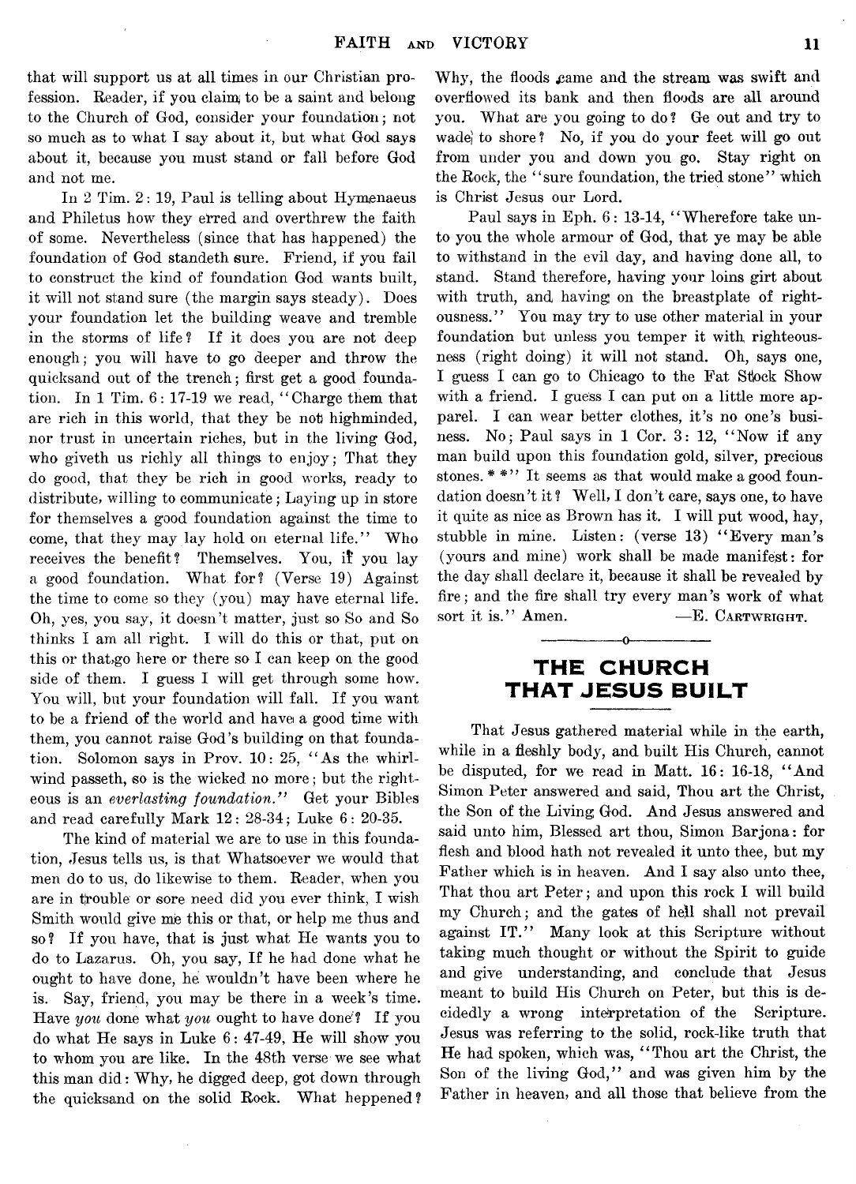that will support us at all times in our Christian profession. Reader, if you claim to be a saint and belong to the Church of God, consider your foundation; not so much as to what I say about it, but what God says about it, because you must stand or fall before God and not me.

In 2 Tim. 2: 19, Paul is telling about Hymenaeus and Philetus how they erred and overthrew the faith of some. Nevertheless (since that has happened) the foundation of God standeth sure. Friend, if you fail to construct the kind of foundation God wants built, it will not stand sure (the margin says steady). Does your foundation let the building weave and tremble in the storms of life? If it does you are not deep enough; you will have to go deeper and throw the quicksand out of the trench; first get a good foundation. In 1 Tim. 6: 17-19 we read, "Charge them that are rich in this world, that they be not highminded, nor trust in uncertain riches, but in the living God, who giveth us richly all things to enjoy; That they do good, that they be rich in good works, ready to distribute, willing to communicate; Laying up in store for themselves a good foundation against the time to come, that they may lay hold on eternal life." Who receives the benefit? Themselves. You, if you lay a good foundation. What for? (Verse 19) Against the time to come so they (you) may have eternal life. Oh, yes, you say, it doesn't matter, just so So and So thinks I am all right. I will do this or that, put on this or that, go here or there so I can keep on the good side of them. I guess I will get through some how. You will, but your foundation will fall. If you want to be a friend of the world and have a good time with them, you cannot raise God's building on that foundation. Solomon says in Prov. 10: 25, "As the whirlwind passeth, so is the wicked no more; but the righteous is an *everlasting foundation.*" Get your Bibles and read carefully Mark 12: 28-34; Luke 6: 20-35.

The kind of material we are to use in this foundation, Jesus tells us, is that Whatsoever we would that men do to us, do likewise to them. Reader, when you are in trouble or sore need did you ever think, I wish Smith would give me this or that, or help me thus and so? If you have, that is just what He wants you to do to Lazarus. Oh, you say, If he had done what he ought to have done, he wouldn't have been where he is. Say, friend, you may be there in a week's time. Have *you* done what *you* ought to have done? If you do what He says in Luke 6: 47-49, He will show you to whom you are like. In the 48th verse we see what this man did: Why, he digged deep, got down through the quicksand on the solid Rock. What heppened? Why, the floods came and the stream was swift and overflowed its bank and then floods are all around you. What are you going to do? Ge out and try to wade to shore? No, if you do your feet will go out from under you and down you go. Stay right on the Rock, the "sure foundation, the tried stone" which is Christ Jesus our Lord.

Paul says in Eph. 6: 13-14, "Wherefore take unto you the whole armour of God, that ye may be able to withstand in the evil day, and having done all, to stand. Stand therefore, having your loins girt about with truth, and having on the breastplate of righteousness." You may try to use other material in your foundation but unless you temper it with righteousness (right doing) it will not stand. Oh, says one, I guess I can go to Chicago to the Fat Stock Show with a friend. I guess I can put on a little more apparel. I can wear better clothes, it's no one's business. No; Paul says in 1 Cor. 3: 12, "Now if any man build upon this foundation gold, silver, precious stones. * *" It seems as that would make a good foundation doesn't it? Well, I don't care, says one, to have it quite as nice as Brown has it. I will put wood, hay, stubble in mine. Listen: (verse 13) "Every man's (yours and mine) work shall be made manifest: for the day shall declare it, because it shall be revealed by fire; and the fire shall try every man's work of what sort it is." Amen. —E. Cartwright.

## THE CHURCH THAT JESUS BUILT

That Jesus gathered material while in the earth, while in a fleshly body, and built His Church, cannot be disputed, for we read in Matt. 16: 16-18, "And Simon Peter answered and said, Thou art the Christ, the Son of the Living God. And Jesus answered and said unto him, Blessed art thou, Simon Barjona: for flesh and blood hath not revealed it unto thee, but my Father which is in heaven. And I say also unto thee, That thou art Peter; and upon this rock I will build my Church; and the gates of hell shall not prevail against IT." Many look at this Scripture without taking much thought or without the Spirit to guide and give understanding, and conclude that Jesus meant to build His Church on Peter, but this is decidedly a wrong interpretation of the Scripture. Jesus was referring to the solid, rock-like truth that He had spoken, which was, "Thou art the Christ, the Son of the living God," and was given him by the Father in heaven, and all those that believe from the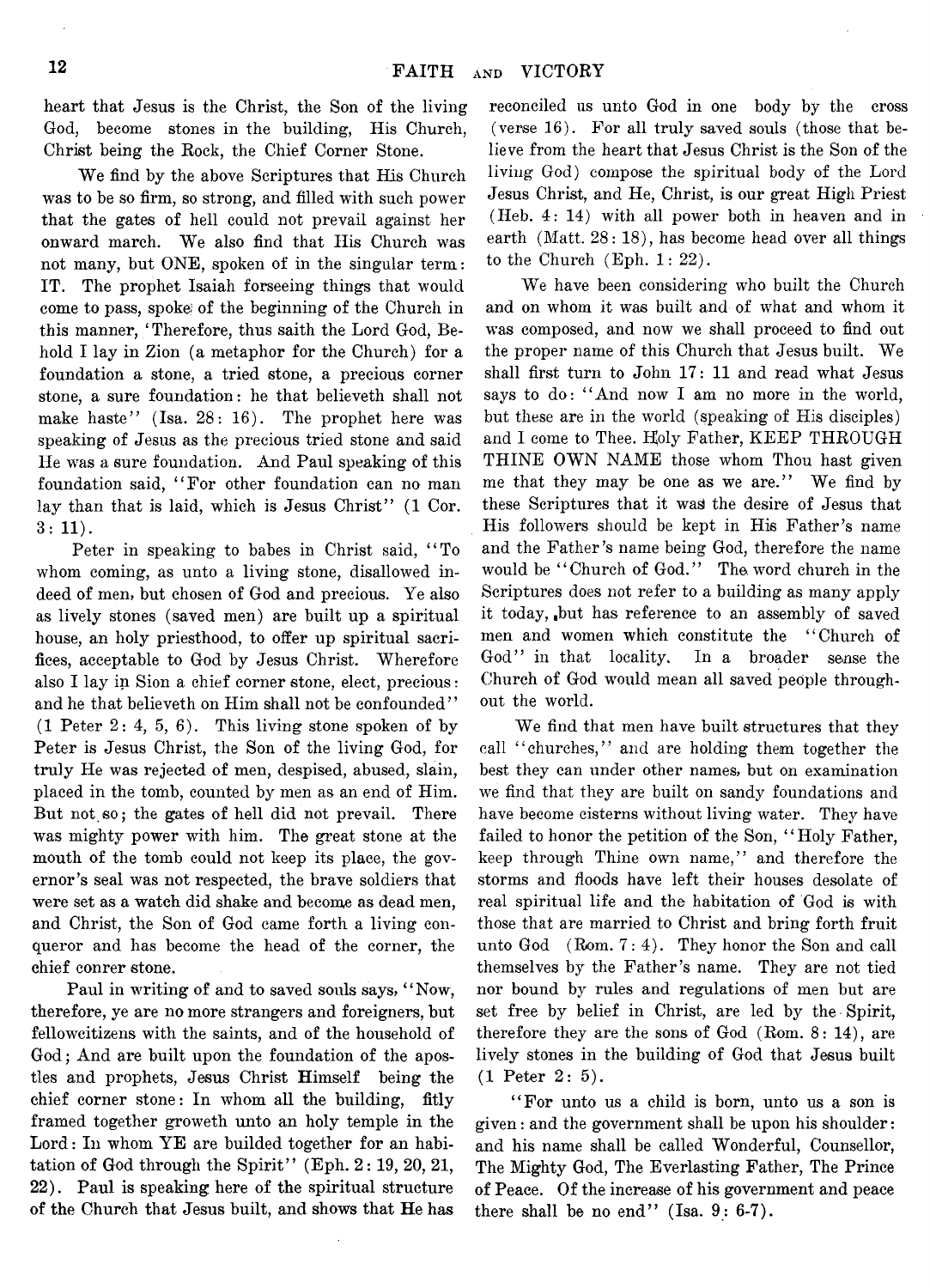heart that Jesus is the Christ, the Son of the living God, become stones in the building, His Church, Christ being the Rock, the Chief Corner Stone.

We find by the above Scriptures that His Church was to be so firm, so strong, and filled with such power that the gates of hell could not prevail against her onward march. We also find that His Church was not many, but ONE, spoken of in the singular term: IT. The prophet Isaiah forseeing things that would come to pass, spoke of the beginning of the Church in this manner, 'Therefore, thus saith the Lord God, Behold I lay in Zion (a metaphor for the Church) for a foundation a stone, a tried stone, a precious corner stone, a sure foundation: he that believeth shall not make haste" (Isa. 28: 16). The prophet here was speaking of Jesus as the precious tried stone and said He was a sure foundation. And Paul speaking of this foundation said, "For other foundation can no man lay than that is laid, which is Jesus Christ" (1 Cor. 3: 11).

Peter in speaking to babes in Christ said, "To whom coming, as unto a living stone, disallowed indeed of men, but chosen of God and precious. Ye also as lively stones (saved men) are built up a spiritual house, an holy priesthood, to offer up spiritual sacrifices, acceptable to God by Jesus Christ. Wherefore also I lay in Sion a chief corner stone, elect, precious: and he that believeth on Him shall not be confounded" (1 Peter 2: 4, 5, 6). This living stone spoken of by Peter is Jesus Christ, the Son of the living God, for truly He was rejected of men, despised, abused, slain, placed in the tomb, counted by men as an end of Him. But not so; the gates of hell did not prevail. There was mighty power with him. The great stone at the mouth of the tomb could not keep its place, the governor's seal was not respected, the brave soldiers that were set as a watch did shake and become as dead men, and Christ, the Son of God came forth a living conqueror and has become the head of the corner, the chief conrer stone.

Paul in writing of and to saved souls says, "Now, therefore, ye are no more strangers and foreigners, but fellowcitizens with the saints, and of the household of God; And are built upon the foundation of the apostles and prophets, Jesus Christ Himself being the chief corner stone: In whom all the building, fitly framed together groweth unto an holy temple in the Lord: In whom YE are builded together for an habitation of God through the Spirit" (Eph. 2: 19, 20, 21, 22). Paul is speaking here of the spiritual structure of the Church that Jesus built, and shows that He has reconciled us unto God in one body by the cross (verse 16). For all truly saved souls (those that believe from the heart that Jesus Christ is the Son of the living God) compose the spiritual body of the Lord Jesus Christ, and He, Christ, is our great High Priest (Heb. 4: 14) with all power both in heaven and in earth (Matt. 28: 18), has become head over all things to the Church (Eph. 1: 22).

We have been considering who built the Church and on whom it was built and of what and whom it was composed, and now we shall proceed to find out the proper name of this Church that Jesus built. We shall first turn to John 17: 11 and read what Jesus says to do: "And now I am no more in the world, but these are in the world (speaking of His disciples) and I come to Thee. Holy Father, KEEP THROUGH THINE OWN NAME those whom Thou hast given me that they may be one as we are." We find by these Scriptures that it was the desire of Jesus that His followers should be kept in His Father's name and the Father's name being God, therefore the name would be "Church of God." The word church in the Scriptures does not refer to a building as many apply it today, but has reference to an assembly of saved men and women which constitute the "Church of God" in that locality. In a broader sense the Church of God would mean all saved people throughout the world.

We find that men have built structures that they call "churches," and are holding them together the best they can under other names, but on examination we find that they are built on sandy foundations and have become cisterns without living water. They have failed to honor the petition of the Son, "Holy Father, keep through Thine own name," and therefore the storms and floods have left their houses desolate of real spiritual life and the habitation of God is with those that are married to Christ and bring forth fruit unto God (Rom. 7: 4). They honor the Son and call themselves by the Father's name. They are not tied nor bound by rules and regulations of men but are set free by belief in Christ, are led by the Spirit, therefore they are the sons of God (Rom. 8: 14), are lively stones in the building of God that Jesus built (1 Peter 2: 5).

"For unto us a child is born, unto us a son is given: and the government shall be upon his shoulder: and his name shall be called Wonderful, Counsellor, The Mighty God, The Everlasting Father, The Prince of Peace. Of the increase of his government and peace there shall be no end" (Isa. 9: 6-7).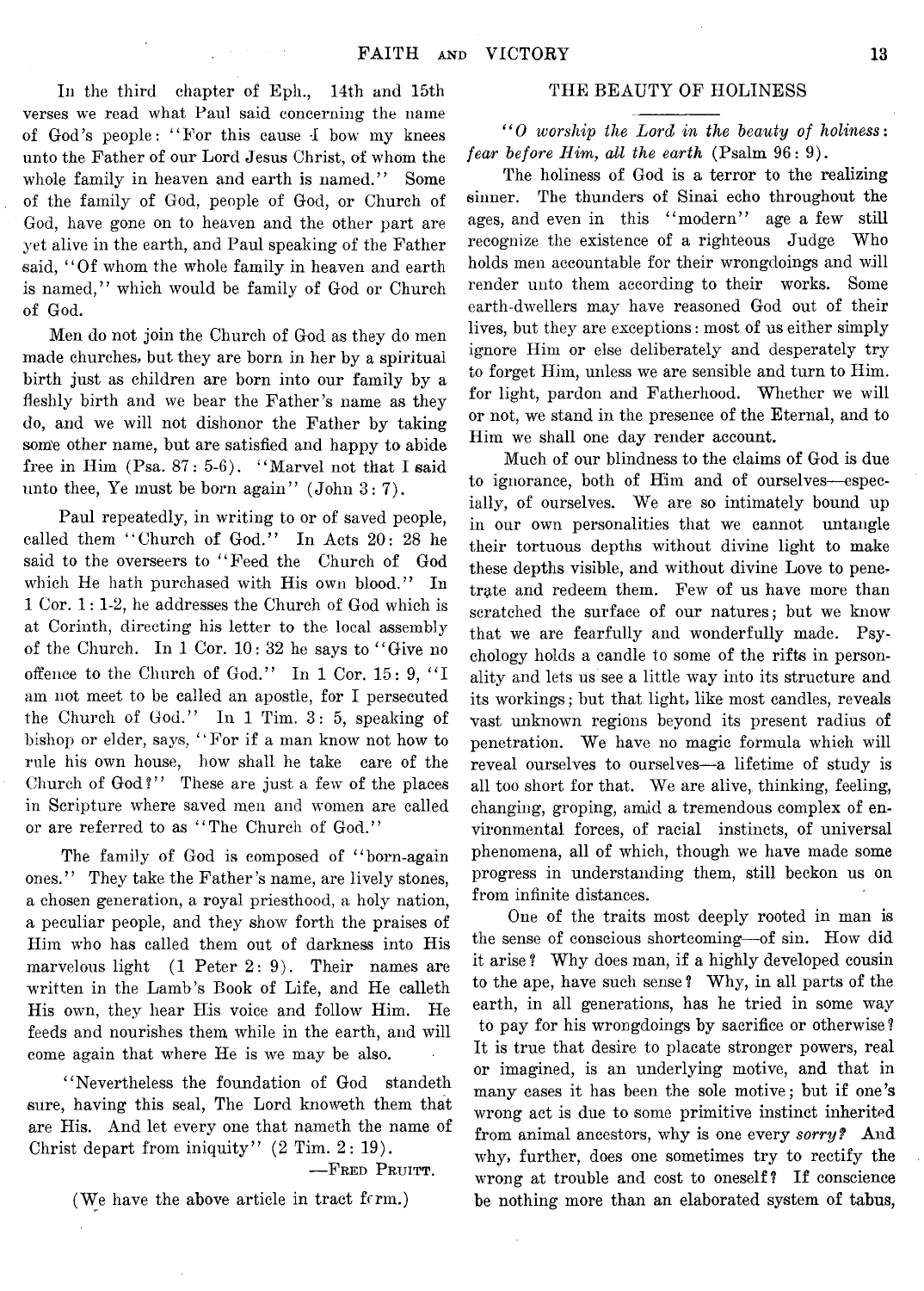In the third chapter of Eph., 14th and 15th verses we read what Paul said concerning the name of God's people: "For this cause I bow my knees unto the Father of our Lord Jesus Christ, of whom the whole family in heaven and earth is named." Some of the family of God, people of God, or Church of God, have gone on to heaven and the other part are yet alive in the earth, and Paul speaking of the Father said, "Of whom the whole family in heaven and earth is named," which would be family of God or Church of God.

Men do not join the Church of God as they do men made churches, but they are born in her by a spiritual birth just as children are born into our family by a fleshly birth and we bear the Father's name as they do, and we will not dishonor the Father by taking some other name, but are satisfied and happy to abide free in Him (Psa. 87: 5-6). "Marvel not that I said unto thee, Ye must be born again" (John 3: 7).

Paul repeatedly, in writing to or of saved people, called them "Church of God." In Acts 20: 28 he said to the overseers to "Feed the Church of God which He hath purchased with His own blood." In 1 Cor. 1: 1-2, he addresses the Church of God which is at Corinth, directing his letter to the local assembly of the Church. In 1 Cor. 10: 32 he says to "Give no offence to the Church of God." In 1 Cor. 15: 9, "I am not meet to be called an apostle, for I persecuted the Church of God." In 1 Tim. 3: 5, speaking of bishop or elder, says, "For if a man know not how to rule his own house, how shall he take care of the Church of God?" These are just a few of the places in Scripture where saved men and women are called or are referred to as "The Church of God."

The family of God is composed of "born-again ones." They take the Father's name, are lively stones, a chosen generation, a royal priesthood, a holy nation, a peculiar people, and they show forth the praises of Him who has called them out of darkness into His marvelous light (1 Peter 2: 9). Their names are written in the Lamb's Book of Life, and He calleth His own, they hear His voice and follow Him. He feeds and nourishes them while in the earth, and will come again that where He is we may be also.

"Nevertheless the foundation of God standeth sure, having this seal, The Lord knoweth them that are His. And let every one that nameth the name of Christ depart from iniquity" (2 Tim. 2: 19).

—Fred Pruitt.

(We have the above article in tract form.)

## THE BEAUTY OF HOLINESS

*"O worship the Lord in the beauty of holiness: fear before Him, all the earth* (Psalm 96: 9).

The holiness of God is a terror to the realizing sinner. The thunders of Sinai echo throughout the ages, and even in this "modern" age a few still recognize the existence of a righteous Judge Who holds men accountable for their wrongdoings and will render unto them according to their works. Some earth-dwellers may have reasoned God out of their lives, but they are exceptions: most of us either simply ignore Him or else deliberately and desperately try to forget Him, unless we are sensible and turn to Him. for light, pardon and Fatherhood. Whether we will or not, we stand in the presence of the Eternal, and to Him we shall one day render account.

Much of our blindness to the claims of God is due to ignorance, both of Him and of ourselves—especially, of ourselves. We are so intimately bound up in our own personalities that we cannot untangle their tortuous depths without divine light to make these depths visible, and without divine Love to penetrate and redeem them. Few of us have more than scratched the surface of our natures; but we know that we are fearfully and wonderfully made. Psychology holds a candle to some of the rifts in personality and lets us see a little way into its structure and its workings; but that light, like most candles, reveals vast unknown regions beyond its present radius of penetration. We have no magic formula which will reveal ourselves to ourselves—a lifetime of study is all too short for that. We are alive, thinking, feeling, changing, groping, amid a tremendous complex of environmental forces, of racial instincts, of universal phenomena, all of which, though we have made some progress in understanding them, still beckon us on from infinite distances.

One of the traits most deeply rooted in man is the sense of conscious shortcoming—of sin. How did it arise? Why does man, if a highly developed cousin to the ape, have such sense? Why, in all parts of the earth, in all generations, has he tried in some way to pay for his wrongdoings by sacrifice or otherwise? It is true that desire to placate stronger powers, real or imagined, is an underlying motive, and that in many cases it has been the sole motive; but if one's wrong act is due to some primitive instinct inherited from animal ancestors, why is one every *sorry?* And why, further, does one sometimes try to rectify the wrong at trouble and cost to oneself? If conscience be nothing more than an elaborated system of tabus,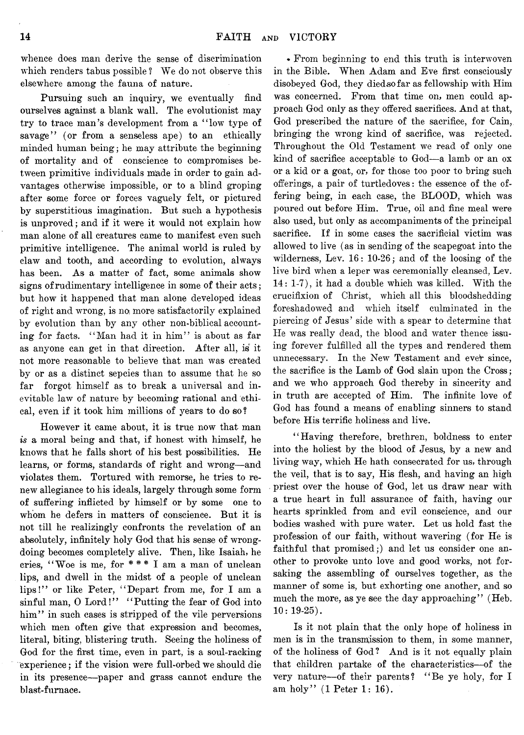whence does man derive the sense of discrimination which renders tabus possible? We do not observe this elsewhere among the fauna of nature.

Pursuing such an inquiry, we eventually find ourselves against a blank wall. The evolutionist may try to trace man's development from a "low type of savage" (or from a senseless ape) to an ethically minded human being; he may attribute the beginning of mortality and of conscience to compromises between primitive individuals made in order to gain advantages otherwise impossible, or to a blind groping after some force or forces vaguely felt, or pictured by superstitious imagination. But such a hypothesis is unproved; and if it were it would not explain how man alone of all creatures came to manifest even such primitive intelligence. The animal world is ruled by claw and tooth, and according to evolution, always has been. As a matter of fact, some animals show signs of rudimentary intelligence in some of their acts; but how it happened that man alone developed ideas of right and wrong, is no more satisfactorily explained by evolution than by any other non-biblical accounting for facts. "Man had it in him" is about as far as anyone can get in that direction. After all, is it not more reasonable to believe that man was created by or as a distinct sepcies than to assume that he so far forgot himself as to break a universal and inevitable law of nature by becoming rational and ethical, even if it took him millions of years to do so?

However it came about, it is true now that man *is* a moral being and that, if honest with himself, he knows that he falls short of his best possibilities. He learns, or forms, standards of right and wrong—and violates them. Tortured with remorse, he tries to renew allegiance to his ideals, largely through some form of suffering inflicted by himself or by some one to whom he defers in matters of conscience. But it is not till he realizingly confronts the revelation of an absolutely, infinitely holy God that his sense of wrongdoing becomes completely alive. Then, like Isaiah, he cries, "Woe is me, for * * * I am a man of unclean lips, and dwell in the midst of a people of unclean lips!" or like Peter, "Depart from me, for I am a sinful man, O Lord!" "Putting the fear of God into him" in such cases is stripped of the vile perversions which men often give that expression and becomes, literal, biting, blistering truth. Seeing the holiness of God for the first time, even in part, is a soul-racking experience; if the vision were full-orbed we should die in its presence—paper and grass cannot endure the blast-furnace.

From beginning to end this truth is interwoven in the Bible. When Adam and Eve first consciously disobeyed God, they died so far as fellowship with Him was concerned. From that time on, men could approach God only as they offered sacrifices. And at that, God prescribed the nature of the sacrifice, for Cain, bringing the wrong kind of sacrifice, was rejected. Throughout the Old Testament we read of only one kind of sacrifice acceptable to God—a lamb or an ox or a kid or a goat, or, for those too poor to bring such offerings, a pair of turtledoves: the essence of the offering being, in each case, the BLOOD, which was poured out before Him. True, oil and fine meal were also used, but only as accompaniments of the principal sacrifice. If in some cases the sacrificial victim was allowed to live (as in sending of the scapegoat into the wilderness, Lev. 16: 10-26; and of the loosing of the live bird when a leper was ceremonially cleansed, Lev. 14: 1-7), it had a double which was killed. With the crucifixion of Christ, which all this bloodshedding foreshadowed and which itself culminated in the piercing of Jesus' side with a spear to determine that He was really dead, the blood and water thence issuing forever fulfilled all the types and rendered them unnecessary. In the New Testament and ever since, the sacrifice is the Lamb of God slain upon the Cross; and we who approach God thereby in sincerity and in truth are accepted of Him. The infinite love of God has found a means of enabling sinners to stand before His terrific holiness and live.

"Having therefore, brethren, boldness to enter into the holiest by the blood of Jesus, by a new and living way, which He hath consecrated for us, through the veil, that is to say, His flesh, and having an high priest over the house of God, let us draw near with a true heart in full assurance of faith, having our hearts sprinkled from and evil conscience, and our bodies washed with pure water. Let us hold fast the profession of our faith, without wavering (for He is faithful that promised;) and let us consider one another to provoke unto love and good works, not forsaking the assembling of ourselves together, as the manner of some is, but exhorting one another, and so much the more, as ye see the day approaching" (Heb. 10: 19-25).

Is it not plain that the only hope of holiness in men is in the transmission to them, in some manner, of the holiness of God? And is it not equally plain that children partake of the characteristics—of the very nature—of their parents? "Be ye holy, for I am holy" (1 Peter 1: 16).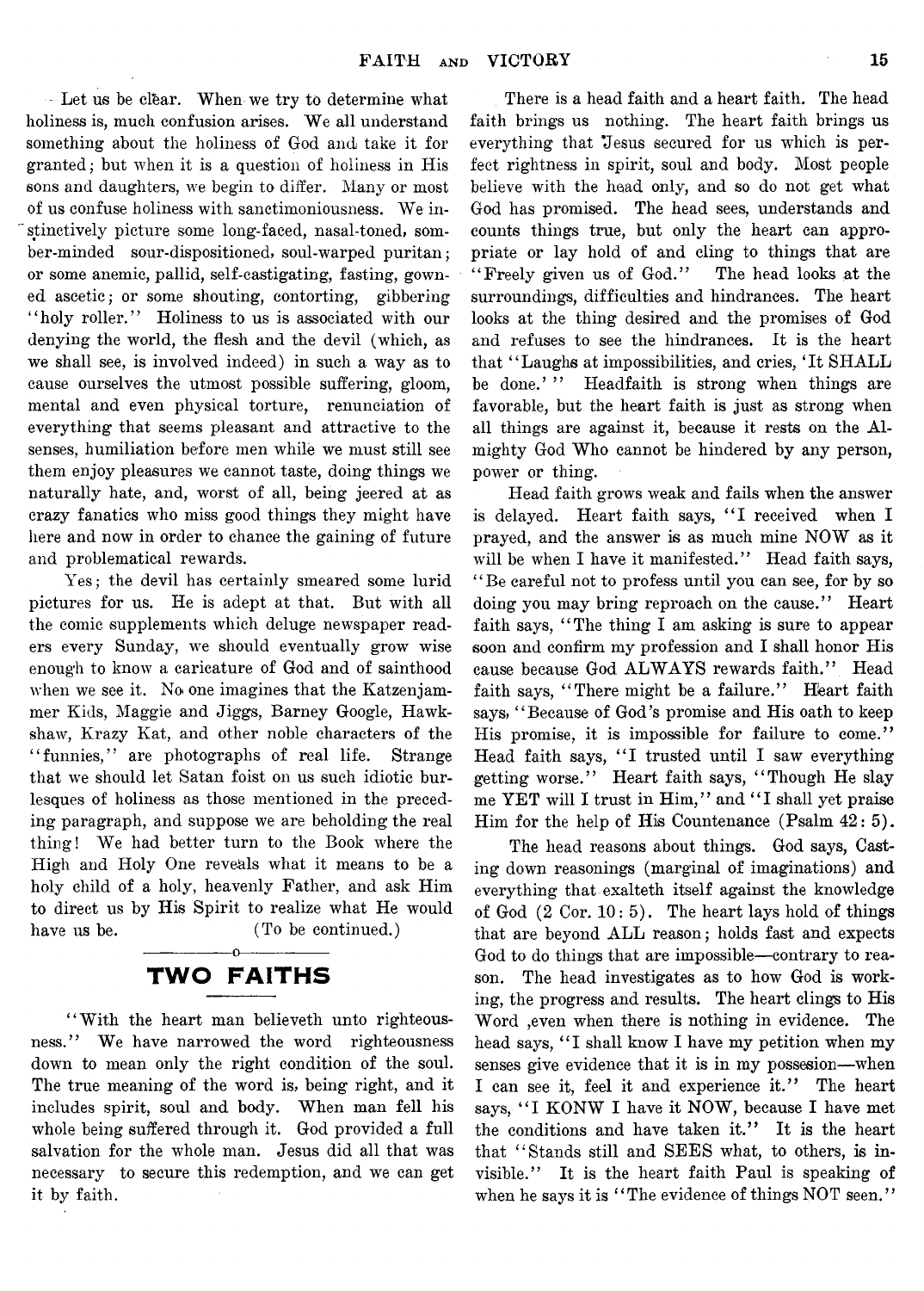Let us be clear. When we try to determine what holiness is, much confusion arises. We all understand something about the holiness of God and take it for granted; but when it is a question of holiness in His sons and daughters, we begin to differ. Many or most of us confuse holiness with sanctimoniousness. We instinctively picture some long-faced, nasal-toned, somber-minded sour-dispositioned, soul-warped puritan; or some anemic, pallid, self-castigating, fasting, gowned ascetic; or some shouting, contorting, gibbering "holy roller." Holiness to us is associated with our denying the world, the flesh and the devil (which, as we shall see, is involved indeed) in such a way as to cause ourselves the utmost possible suffering, gloom, mental and even physical torture, renunciation of everything that seems pleasant and attractive to the senses, humiliation before men while we must still see them enjoy pleasures we cannot taste, doing things we naturally hate, and, worst of all, being jeered at as crazy fanatics who miss good things they might have here and now in order to chance the gaining of future and problematical rewards.

Yes; the devil has certainly smeared some lurid pictures for us. He is adept at that. But with all the comic supplements which deluge newspaper readers every Sunday, we should eventually grow wise enough to know a caricature of God and of sainthood when we see it. No one imagines that the Katzenjammer Kids, Maggie and Jiggs, Barney Google, Hawkshaw, Krazy Kat, and other noble characters of the "funnies," are photographs of real life. Strange that we should let Satan foist on us such idiotic burlesques of holiness as those mentioned in the preceding paragraph, and suppose we are beholding the real thing! We had better turn to the Book where the High and Holy One reveals what it means to be a holy child of a holy, heavenly Father, and ask Him to direct us by His Spirit to realize what He would have us be. (To be continued.)

---

## TWO FAITHS

"With the heart man believeth unto righteousness." We have narrowed the word righteousness down to mean only the right condition of the soul. The true meaning of the word is, being right, and it includes spirit, soul and body. When man fell his whole being suffered through it. God provided a full salvation for the whole man. Jesus did all that was necessary to secure this redemption, and we can get it by faith.

There is a head faith and a heart faith. The head faith brings us nothing. The heart faith brings us everything that Jesus secured for us which is perfect rightness in spirit, soul and body. Most people believe with the head only, and so do not get what God has promised. The head sees, understands and counts things true, but only the heart can appropriate or lay hold of and cling to things that are "Freely given us of God." The head looks at the surroundings, difficulties and hindrances. The heart looks at the thing desired and the promises of God and refuses to see the hindrances. It is the heart that "Laughs at impossibilities, and cries, 'It SHALL be done.'" Headfaith is strong when things are favorable, but the heart faith is just as strong when all things are against it, because it rests on the Almighty God Who cannot be hindered by any person, power or thing.

Head faith grows weak and fails when the answer is delayed. Heart faith says, "I received when I prayed, and the answer is as much mine NOW as it will be when I have it manifested." Head faith says, "Be careful not to profess until you can see, for by so doing you may bring reproach on the cause." Heart faith says, "The thing I am asking is sure to appear soon and confirm my profession and I shall honor His cause because God ALWAYS rewards faith." Head faith says, "There might be a failure." Heart faith says, "Because of God's promise and His oath to keep His promise, it is impossible for failure to come." Head faith says, "I trusted until I saw everything getting worse." Heart faith says, "Though He slay me YET will I trust in Him," and "I shall yet praise Him for the help of His Countenance (Psalm 42: 5).

The head reasons about things. God says, Casting down reasonings (marginal of imaginations) and everything that exalteth itself against the knowledge of God (2 Cor. 10: 5). The heart lays hold of things that are beyond ALL reason; holds fast and expects God to do things that are impossible—contrary to reason. The head investigates as to how God is working, the progress and results. The heart clings to His Word ,even when there is nothing in evidence. The head says, "I shall know I have my petition when my senses give evidence that it is in my possesion—when I can see it, feel it and experience it." The heart says, "I KONW I have it NOW, because I have met the conditions and have taken it." It is the heart that "Stands still and SEES what, to others, is invisible." It is the heart faith Paul is speaking of when he says it is "The evidence of things NOT seen."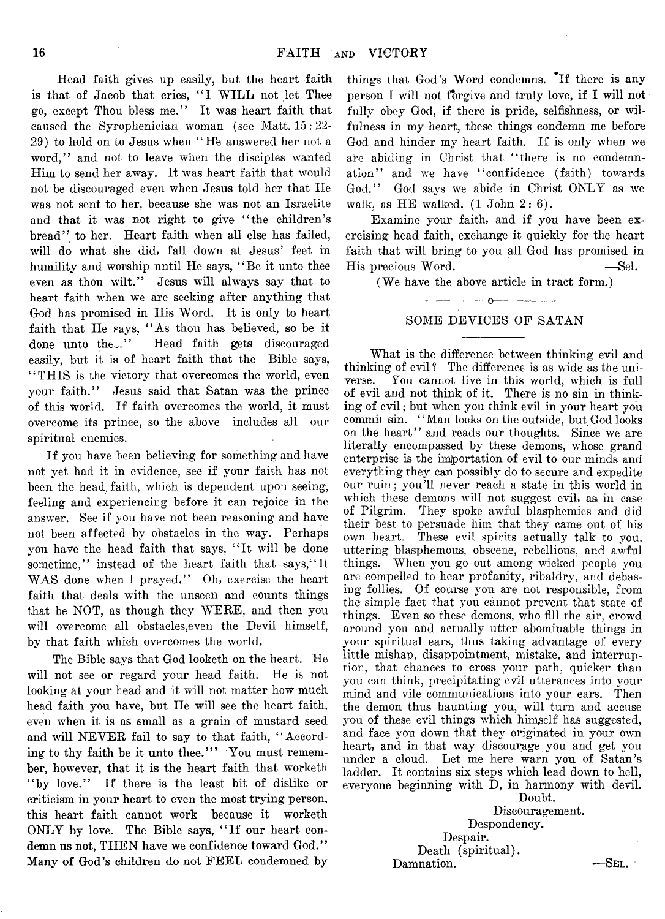Head faith gives up easily, but the heart faith is that of Jacob that cries, "I WILL not let Thee go, except Thou bless me." It was heart faith that caused the Syrophenician woman (see Matt. 15: 22-29) to hold on to Jesus when "He answered her not a word," and not to leave when the disciples wanted Him to send her away. It was heart faith that would not be discouraged even when Jesus told her that He was not sent to her, because she was not an Israelite and that it was not right to give "the children's bread" to her. Heart faith when all else has failed, will do what she did, fall down at Jesus' feet in humility and worship until He says, "Be it unto thee even as thou wilt." Jesus will always say that to heart faith when we are seeking after anything that God has promised in His Word. It is only to heart faith that He says, "As thou has believed, so be it done unto thee." Head faith gets discouraged easily, but it is of heart faith that the Bible says, "THIS is the victory that overcomes the world, even your faith." Jesus said that Satan was the prince of this world. If faith overcomes the world, it must overcome its prince, so the above includes all our spiritual enemies.

If you have been believing for something and have not yet had it in evidence, see if your faith has not been the head faith, which is dependent upon seeing, feeling and experiencing before it can rejoice in the answer. See if you have not been reasoning and have not been affected by obstacles in the way. Perhaps you have the head faith that says, "It will be done sometime," instead of the heart faith that says, "It WAS done when I prayed." Oh, exercise the heart faith that deals with the unseen and counts things that be NOT, as though they WERE, and then you will overcome all obstacles, even the Devil himself, by that faith which overcomes the world.

The Bible says that God looketh on the heart. He will not see or regard your head faith. He is not looking at your head and it will not matter how much head faith you have, but He will see the heart faith, even when it is as small as a grain of mustard seed and will NEVER fail to say to that faith, "According to thy faith be it unto thee."' You must remember, however, that it is the heart faith that worketh "by love." If there is the least bit of dislike or criticism in your heart to even the most trying person, this heart faith cannot work because it worketh ONLY by love. The Bible says, "If our heart condemn us not, THEN have we confidence toward God." Many of God's children do not FEEL condemned by things that God's Word condemns. If there is any person I will not forgive and truly love, if I will not fully obey God, if there is pride, selfishness, or wilfulness in my heart, these things condemn me before God and hinder my heart faith. If is only when we are abiding in Christ that "there is no condemnation" and we have "confidence (faith) towards God." God says we abide in Christ ONLY as we walk, as HE walked. (1 John 2: 6).

Examine your faith, and if you have been exercising head faith, exchange it quickly for the heart faith that will bring to you all God has promised in His precious Word. —Sel.

(We have the above article in tract form.)

---

## SOME DEVICES OF SATAN

What is the difference between thinking evil and thinking of evil? The difference is as wide as the universe. You cannot live in this world, which is full of evil and not think of it. There is no sin in thinking of evil; but when you think evil in your heart you commit sin. "Man looks on the outside, but God looks on the heart" and reads our thoughts. Since we are literally encompassed by these demons, whose grand enterprise is the importation of evil to our minds and everything they can possibly do to secure and expedite our ruin; you'll never reach a state in this world in which these demons will not suggest evil, as in case of Pilgrim. They spoke awful blasphemies and did their best to persuade him that they came out of his own heart. These evil spirits actually talk to you, uttering blasphemous, obscene, rebellious, and awful things. When you go out among wicked people you are compelled to hear profanity, ribaldry, and debasing follies. Of course you are not responsible, from the simple fact that you cannot prevent that state of things. Even so these demons, who fill the air, crowd around you and actually utter abominable things in your spiritual ears, thus taking advantage of every little mishap, disappointment, mistake, and interruption, that chances to cross your path, quicker than you can think, precipitating evil utterances into your mind and vile communications into your ears. Then the demon thus haunting you, will turn and accuse you of these evil things which himself has suggested, and face you down that they originated in your own heart, and in that way discourage you and get you under a cloud. Let me here warn you of Satan's ladder. It contains six steps which lead down to hell, everyone beginning with D, in harmony with devil.

Doubt.
Discouragement.
Despondency.
Despair.
Death (spiritual).
Damnation.

—Sel.